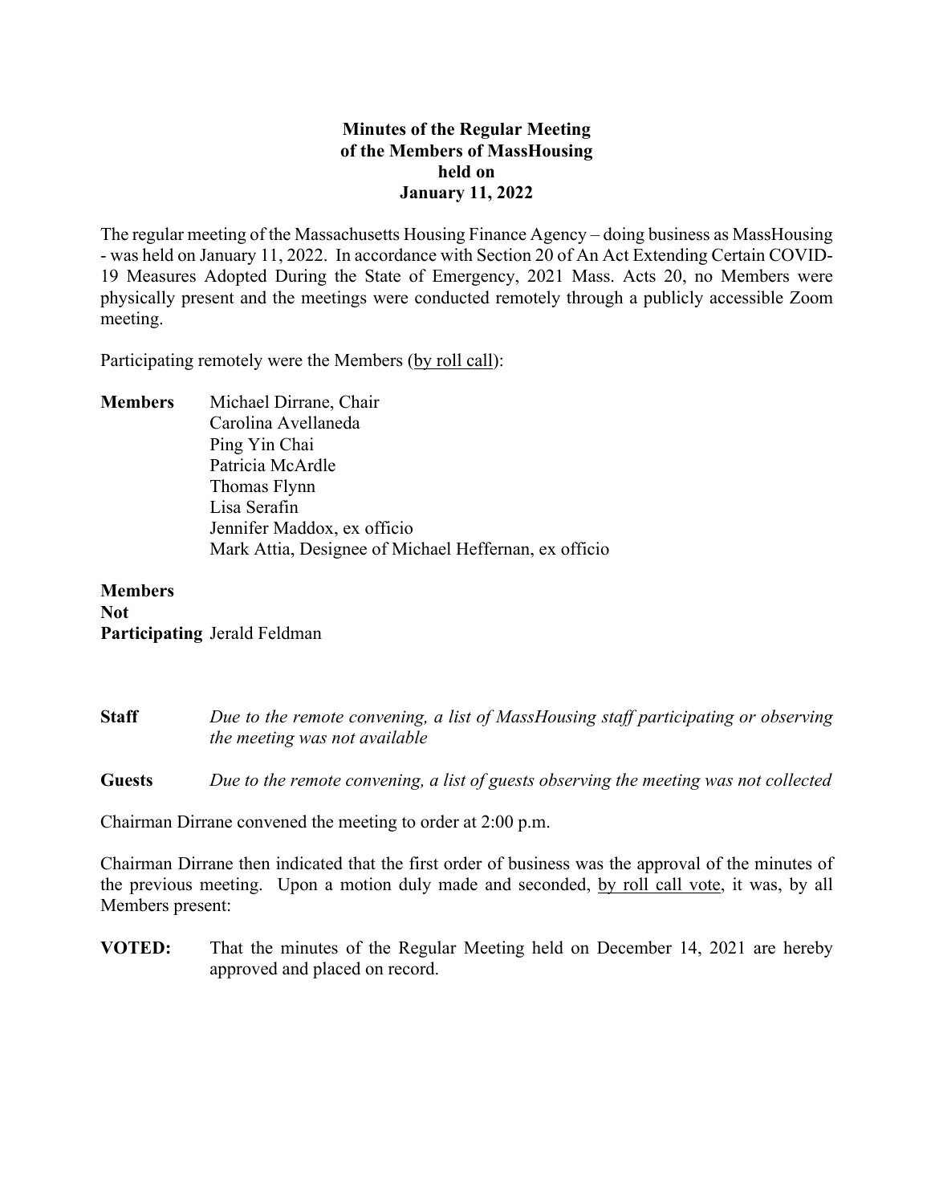# Minutes of the Regular Meeting of the Members of MassHousing held on January 11, 2022

The regular meeting of the Massachusetts Housing Finance Agency – doing business as MassHousing - was held on January 11, 2022. In accordance with Section 20 of An Act Extending Certain COVID-19 Measures Adopted During the State of Emergency, 2021 Mass. Acts 20, no Members were physically present and the meetings were conducted remotely through a publicly accessible Zoom meeting.

Participating remotely were the Members (by roll call):

**Members**
- Michael Dirrane, Chair
- Carolina Avellaneda
- Ping Yin Chai
- Patricia McArdle
- Thomas Flynn
- Lisa Serafin
- Jennifer Maddox, ex officio
- Mark Attia, Designee of Michael Heffernan, ex officio

**Members Not Participating** Jerald Feldman

**Staff** *Due to the remote convening, a list of MassHousing staff participating or observing the meeting was not available*

**Guests** *Due to the remote convening, a list of guests observing the meeting was not collected*

Chairman Dirrane convened the meeting to order at 2:00 p.m.

Chairman Dirrane then indicated that the first order of business was the approval of the minutes of the previous meeting. Upon a motion duly made and seconded, by roll call vote, it was, by all Members present:

**VOTED:** That the minutes of the Regular Meeting held on December 14, 2021 are hereby approved and placed on record.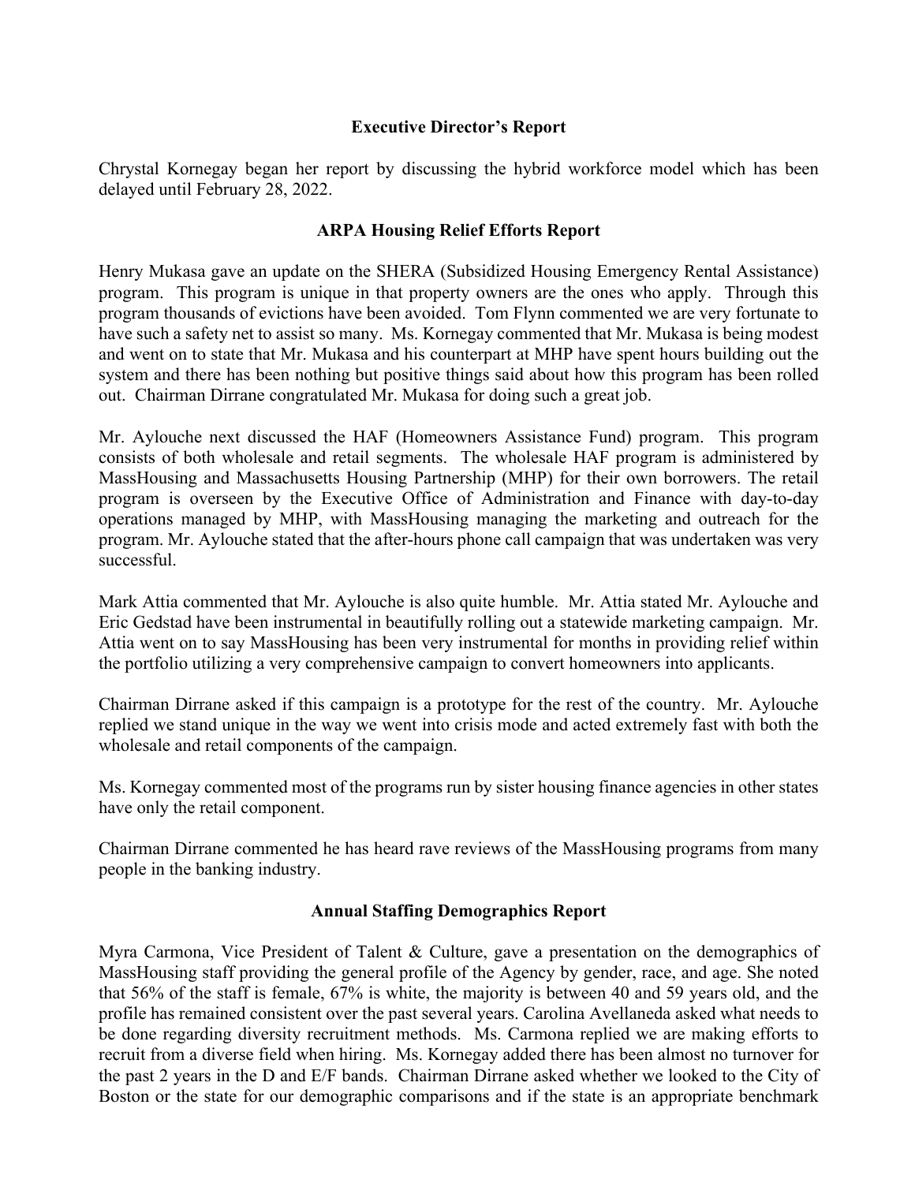## Executive Director's Report

Chrystal Kornegay began her report by discussing the hybrid workforce model which has been delayed until February 28, 2022.

## ARPA Housing Relief Efforts Report

Henry Mukasa gave an update on the SHERA (Subsidized Housing Emergency Rental Assistance) program. This program is unique in that property owners are the ones who apply. Through this program thousands of evictions have been avoided. Tom Flynn commented we are very fortunate to have such a safety net to assist so many. Ms. Kornegay commented that Mr. Mukasa is being modest and went on to state that Mr. Mukasa and his counterpart at MHP have spent hours building out the system and there has been nothing but positive things said about how this program has been rolled out. Chairman Dirrane congratulated Mr. Mukasa for doing such a great job.

Mr. Aylouche next discussed the HAF (Homeowners Assistance Fund) program. This program consists of both wholesale and retail segments. The wholesale HAF program is administered by MassHousing and Massachusetts Housing Partnership (MHP) for their own borrowers. The retail program is overseen by the Executive Office of Administration and Finance with day-to-day operations managed by MHP, with MassHousing managing the marketing and outreach for the program. Mr. Aylouche stated that the after-hours phone call campaign that was undertaken was very successful.

Mark Attia commented that Mr. Aylouche is also quite humble. Mr. Attia stated Mr. Aylouche and Eric Gedstad have been instrumental in beautifully rolling out a statewide marketing campaign. Mr. Attia went on to say MassHousing has been very instrumental for months in providing relief within the portfolio utilizing a very comprehensive campaign to convert homeowners into applicants.

Chairman Dirrane asked if this campaign is a prototype for the rest of the country. Mr. Aylouche replied we stand unique in the way we went into crisis mode and acted extremely fast with both the wholesale and retail components of the campaign.

Ms. Kornegay commented most of the programs run by sister housing finance agencies in other states have only the retail component.

Chairman Dirrane commented he has heard rave reviews of the MassHousing programs from many people in the banking industry.

## Annual Staffing Demographics Report

Myra Carmona, Vice President of Talent & Culture, gave a presentation on the demographics of MassHousing staff providing the general profile of the Agency by gender, race, and age. She noted that 56% of the staff is female, 67% is white, the majority is between 40 and 59 years old, and the profile has remained consistent over the past several years. Carolina Avellaneda asked what needs to be done regarding diversity recruitment methods. Ms. Carmona replied we are making efforts to recruit from a diverse field when hiring. Ms. Kornegay added there has been almost no turnover for the past 2 years in the D and E/F bands. Chairman Dirrane asked whether we looked to the City of Boston or the state for our demographic comparisons and if the state is an appropriate benchmark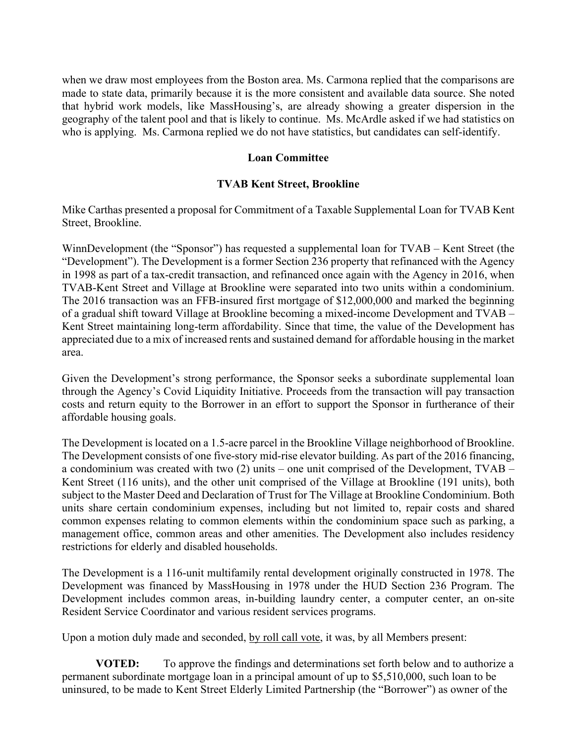when we draw most employees from the Boston area. Ms. Carmona replied that the comparisons are made to state data, primarily because it is the more consistent and available data source. She noted that hybrid work models, like MassHousing's, are already showing a greater dispersion in the geography of the talent pool and that is likely to continue. Ms. McArdle asked if we had statistics on who is applying. Ms. Carmona replied we do not have statistics, but candidates can self-identify.

**Loan Committee**

**TVAB Kent Street, Brookline**

Mike Carthas presented a proposal for Commitment of a Taxable Supplemental Loan for TVAB Kent Street, Brookline.

WinnDevelopment (the "Sponsor") has requested a supplemental loan for TVAB – Kent Street (the "Development"). The Development is a former Section 236 property that refinanced with the Agency in 1998 as part of a tax-credit transaction, and refinanced once again with the Agency in 2016, when TVAB-Kent Street and Village at Brookline were separated into two units within a condominium. The 2016 transaction was an FFB-insured first mortgage of $12,000,000 and marked the beginning of a gradual shift toward Village at Brookline becoming a mixed-income Development and TVAB – Kent Street maintaining long-term affordability. Since that time, the value of the Development has appreciated due to a mix of increased rents and sustained demand for affordable housing in the market area.

Given the Development's strong performance, the Sponsor seeks a subordinate supplemental loan through the Agency's Covid Liquidity Initiative. Proceeds from the transaction will pay transaction costs and return equity to the Borrower in an effort to support the Sponsor in furtherance of their affordable housing goals.

The Development is located on a 1.5-acre parcel in the Brookline Village neighborhood of Brookline. The Development consists of one five-story mid-rise elevator building. As part of the 2016 financing, a condominium was created with two (2) units – one unit comprised of the Development, TVAB – Kent Street (116 units), and the other unit comprised of the Village at Brookline (191 units), both subject to the Master Deed and Declaration of Trust for The Village at Brookline Condominium. Both units share certain condominium expenses, including but not limited to, repair costs and shared common expenses relating to common elements within the condominium space such as parking, a management office, common areas and other amenities. The Development also includes residency restrictions for elderly and disabled households.

The Development is a 116-unit multifamily rental development originally constructed in 1978. The Development was financed by MassHousing in 1978 under the HUD Section 236 Program. The Development includes common areas, in-building laundry center, a computer center, an on-site Resident Service Coordinator and various resident services programs.

Upon a motion duly made and seconded, by roll call vote, it was, by all Members present:

**VOTED:** To approve the findings and determinations set forth below and to authorize a permanent subordinate mortgage loan in a principal amount of up to $5,510,000, such loan to be uninsured, to be made to Kent Street Elderly Limited Partnership (the "Borrower") as owner of the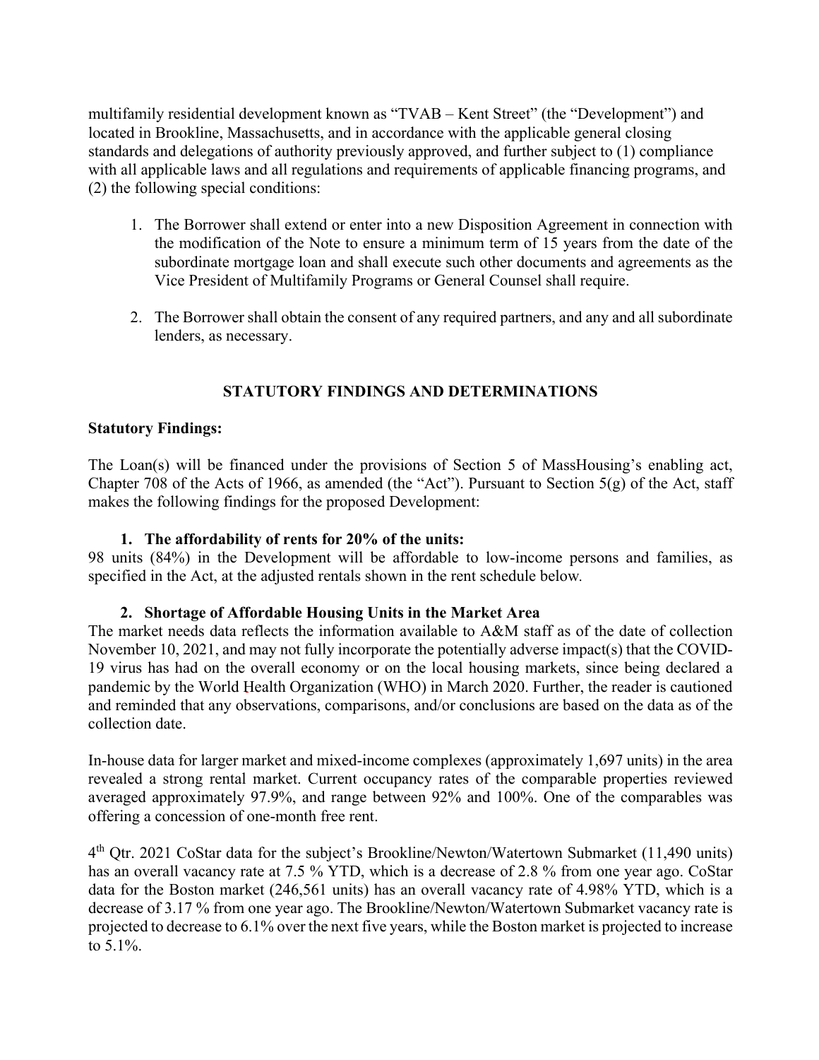multifamily residential development known as "TVAB – Kent Street" (the "Development") and located in Brookline, Massachusetts, and in accordance with the applicable general closing standards and delegations of authority previously approved, and further subject to (1) compliance with all applicable laws and all regulations and requirements of applicable financing programs, and (2) the following special conditions:

1. The Borrower shall extend or enter into a new Disposition Agreement in connection with the modification of the Note to ensure a minimum term of 15 years from the date of the subordinate mortgage loan and shall execute such other documents and agreements as the Vice President of Multifamily Programs or General Counsel shall require.

2. The Borrower shall obtain the consent of any required partners, and any and all subordinate lenders, as necessary.

## STATUTORY FINDINGS AND DETERMINATIONS

**Statutory Findings:**

The Loan(s) will be financed under the provisions of Section 5 of MassHousing's enabling act, Chapter 708 of the Acts of 1966, as amended (the "Act"). Pursuant to Section 5(g) of the Act, staff makes the following findings for the proposed Development:

### 1. The affordability of rents for 20% of the units:

98 units (84%) in the Development will be affordable to low-income persons and families, as specified in the Act, at the adjusted rentals shown in the rent schedule below.

### 2. Shortage of Affordable Housing Units in the Market Area

The market needs data reflects the information available to A&M staff as of the date of collection November 10, 2021, and may not fully incorporate the potentially adverse impact(s) that the COVID-19 virus has had on the overall economy or on the local housing markets, since being declared a pandemic by the World Health Organization (WHO) in March 2020. Further, the reader is cautioned and reminded that any observations, comparisons, and/or conclusions are based on the data as of the collection date.

In-house data for larger market and mixed-income complexes (approximately 1,697 units) in the area revealed a strong rental market. Current occupancy rates of the comparable properties reviewed averaged approximately 97.9%, and range between 92% and 100%. One of the comparables was offering a concession of one-month free rent.

4th Qtr. 2021 CoStar data for the subject's Brookline/Newton/Watertown Submarket (11,490 units) has an overall vacancy rate at 7.5 % YTD, which is a decrease of 2.8 % from one year ago. CoStar data for the Boston market (246,561 units) has an overall vacancy rate of 4.98% YTD, which is a decrease of 3.17 % from one year ago. The Brookline/Newton/Watertown Submarket vacancy rate is projected to decrease to 6.1% over the next five years, while the Boston market is projected to increase to 5.1%.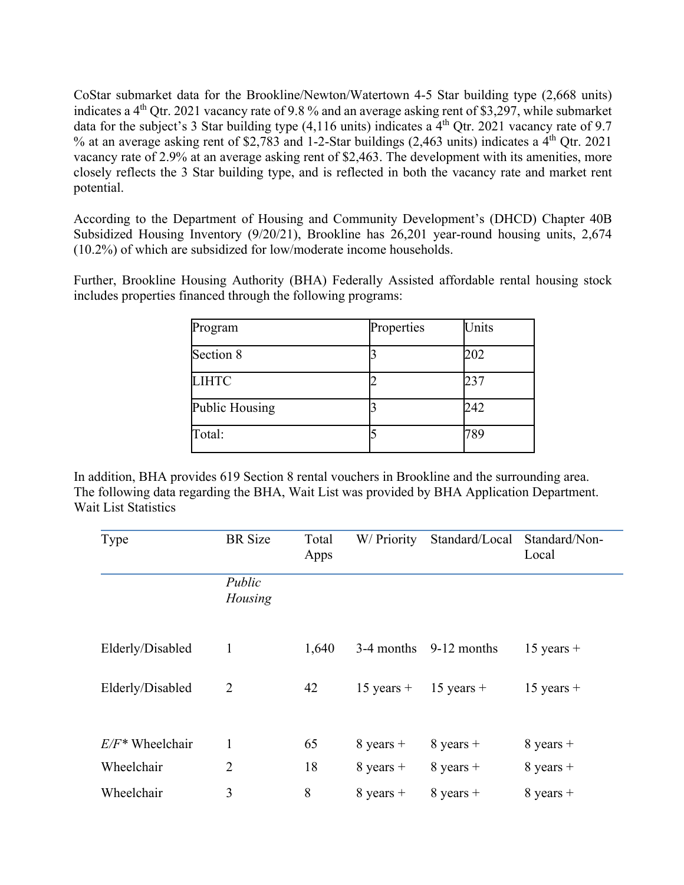CoStar submarket data for the Brookline/Newton/Watertown 4-5 Star building type (2,668 units) indicates a 4th Qtr. 2021 vacancy rate of 9.8 % and an average asking rent of $3,297, while submarket data for the subject's 3 Star building type (4,116 units) indicates a 4th Qtr. 2021 vacancy rate of 9.7 % at an average asking rent of $2,783 and 1-2-Star buildings (2,463 units) indicates a 4th Qtr. 2021 vacancy rate of 2.9% at an average asking rent of $2,463. The development with its amenities, more closely reflects the 3 Star building type, and is reflected in both the vacancy rate and market rent potential.

According to the Department of Housing and Community Development's (DHCD) Chapter 40B Subsidized Housing Inventory (9/20/21), Brookline has 26,201 year-round housing units, 2,674 (10.2%) of which are subsidized for low/moderate income households.

Further, Brookline Housing Authority (BHA) Federally Assisted affordable rental housing stock includes properties financed through the following programs:

| Program | Properties | Units |
|---|---|---|
| Section 8 | 3 | 202 |
| LIHTC | 2 | 237 |
| Public Housing | 3 | 242 |
| Total: | 5 | 789 |

In addition, BHA provides 619 Section 8 rental vouchers in Brookline and the surrounding area. The following data regarding the BHA, Wait List was provided by BHA Application Department.
Wait List Statistics

| Type | BR Size | Total Apps | W/ Priority | Standard/Local | Standard/Non-Local |
|---|---|---|---|---|---|
| | *Public Housing* | | | | |
| Elderly/Disabled | 1 | 1,640 | 3-4 months | 9-12 months | 15 years + |
| Elderly/Disabled | 2 | 42 | 15 years + | 15 years + | 15 years + |
| *E/F\** Wheelchair | 1 | 65 | 8 years + | 8 years + | 8 years + |
| Wheelchair | 2 | 18 | 8 years + | 8 years + | 8 years + |
| Wheelchair | 3 | 8 | 8 years + | 8 years + | 8 years + |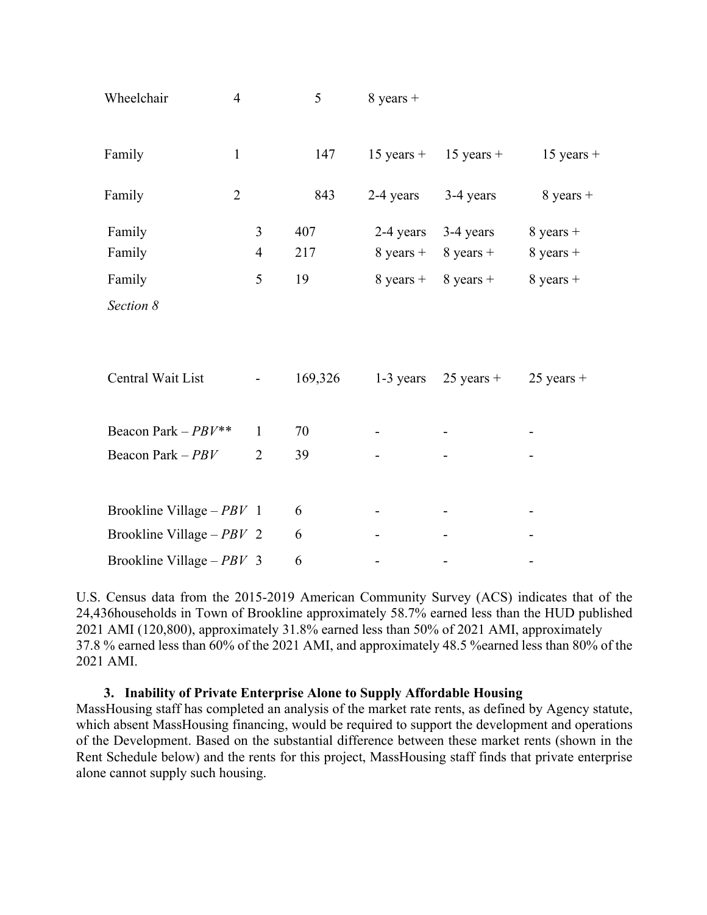| | | | | | |
|---|---|---|---|---|---|
| Wheelchair | 4 | 5 | 8 years + | | |
| Family | 1 | 147 | 15 years + | 15 years + | 15 years + |
| Family | 2 | 843 | 2-4 years | 3-4 years | 8 years + |
| Family | 3 | 407 | 2-4 years | 3-4 years | 8 years + |
| Family | 4 | 217 | 8 years + | 8 years + | 8 years + |
| Family | 5 | 19 | 8 years + | 8 years + | 8 years + |
| *Section 8* | | | | | |
| Central Wait List | - | 169,326 | 1-3 years | 25 years + | 25 years + |
| Beacon Park – *PBV*** | 1 | 70 | - | - | - |
| Beacon Park – *PBV* | 2 | 39 | - | - | - |
| Brookline Village – *PBV* | 1 | 6 | - | - | - |
| Brookline Village – *PBV* | 2 | 6 | - | - | - |
| Brookline Village – *PBV* | 3 | 6 | - | - | - |

U.S. Census data from the 2015-2019 American Community Survey (ACS) indicates that of the 24,436households in Town of Brookline approximately 58.7% earned less than the HUD published 2021 AMI (120,800), approximately 31.8% earned less than 50% of 2021 AMI, approximately 37.8 % earned less than 60% of the 2021 AMI, and approximately 48.5 %earned less than 80% of the 2021 AMI.

**3. Inability of Private Enterprise Alone to Supply Affordable Housing**

MassHousing staff has completed an analysis of the market rate rents, as defined by Agency statute, which absent MassHousing financing, would be required to support the development and operations of the Development. Based on the substantial difference between these market rents (shown in the Rent Schedule below) and the rents for this project, MassHousing staff finds that private enterprise alone cannot supply such housing.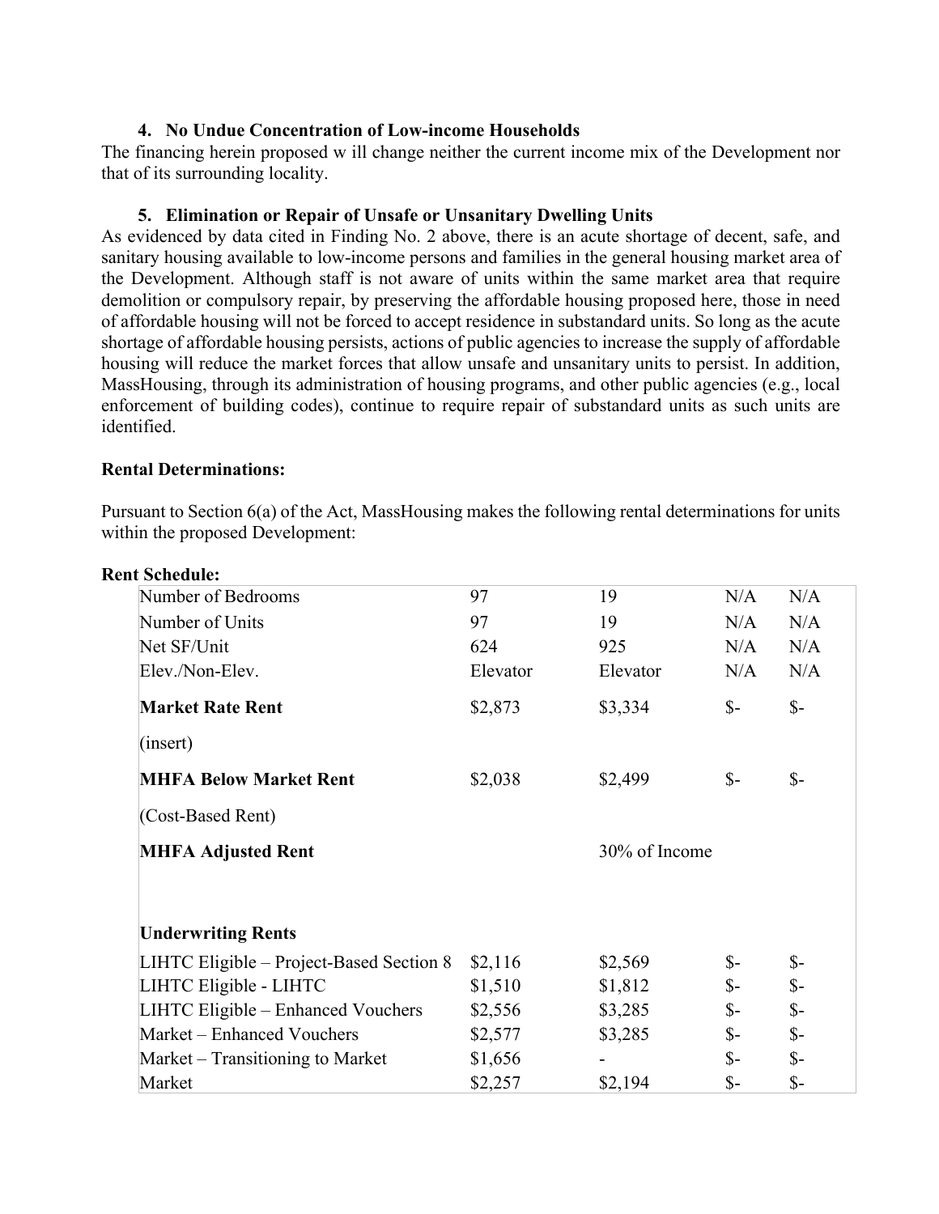### 4. No Undue Concentration of Low-income Households

The financing herein proposed w ill change neither the current income mix of the Development nor that of its surrounding locality.

### 5. Elimination or Repair of Unsafe or Unsanitary Dwelling Units

As evidenced by data cited in Finding No. 2 above, there is an acute shortage of decent, safe, and sanitary housing available to low-income persons and families in the general housing market area of the Development. Although staff is not aware of units within the same market area that require demolition or compulsory repair, by preserving the affordable housing proposed here, those in need of affordable housing will not be forced to accept residence in substandard units. So long as the acute shortage of affordable housing persists, actions of public agencies to increase the supply of affordable housing will reduce the market forces that allow unsafe and unsanitary units to persist. In addition, MassHousing, through its administration of housing programs, and other public agencies (e.g., local enforcement of building codes), continue to require repair of substandard units as such units are identified.

**Rental Determinations:**

Pursuant to Section 6(a) of the Act, MassHousing makes the following rental determinations for units within the proposed Development:

**Rent Schedule:**

| Number of Bedrooms | 97 | 19 | N/A | N/A |
|---|---|---|---|---|
| Number of Units | 97 | 19 | N/A | N/A |
| Net SF/Unit | 624 | 925 | N/A | N/A |
| Elev./Non-Elev. | Elevator | Elevator | N/A | N/A |
| **Market Rate Rent** | $2,873 | $3,334 | $- | $- |
| (insert) | | | | |
| **MHFA Below Market Rent** | $2,038 | $2,499 | $- | $- |
| (Cost-Based Rent) | | | | |
| **MHFA Adjusted Rent** | | 30% of Income | | |
| | | | | |
| **Underwriting Rents** | | | | |
| LIHTC Eligible – Project-Based Section 8 | $2,116 | $2,569 | $- | $- |
| LIHTC Eligible - LIHTC | $1,510 | $1,812 | $- | $- |
| LIHTC Eligible – Enhanced Vouchers | $2,556 | $3,285 | $- | $- |
| Market – Enhanced Vouchers | $2,577 | $3,285 | $- | $- |
| Market – Transitioning to Market | $1,656 | - | $- | $- |
| Market | $2,257 | $2,194 | $- | $- |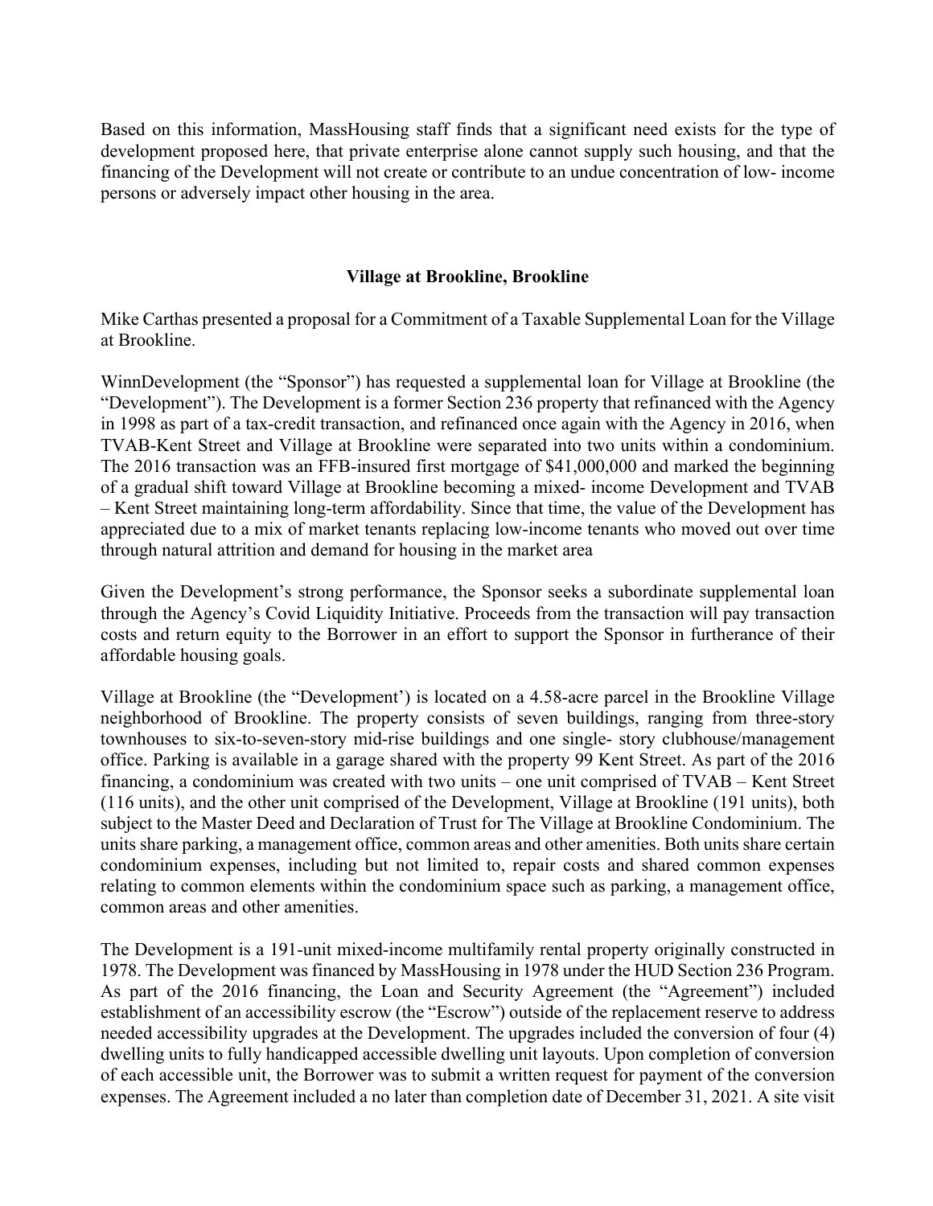Based on this information, MassHousing staff finds that a significant need exists for the type of development proposed here, that private enterprise alone cannot supply such housing, and that the financing of the Development will not create or contribute to an undue concentration of low- income persons or adversely impact other housing in the area.

## Village at Brookline, Brookline

Mike Carthas presented a proposal for a Commitment of a Taxable Supplemental Loan for the Village at Brookline.

WinnDevelopment (the "Sponsor") has requested a supplemental loan for Village at Brookline (the "Development"). The Development is a former Section 236 property that refinanced with the Agency in 1998 as part of a tax-credit transaction, and refinanced once again with the Agency in 2016, when TVAB-Kent Street and Village at Brookline were separated into two units within a condominium. The 2016 transaction was an FFB-insured first mortgage of $41,000,000 and marked the beginning of a gradual shift toward Village at Brookline becoming a mixed- income Development and TVAB – Kent Street maintaining long-term affordability. Since that time, the value of the Development has appreciated due to a mix of market tenants replacing low-income tenants who moved out over time through natural attrition and demand for housing in the market area

Given the Development's strong performance, the Sponsor seeks a subordinate supplemental loan through the Agency's Covid Liquidity Initiative. Proceeds from the transaction will pay transaction costs and return equity to the Borrower in an effort to support the Sponsor in furtherance of their affordable housing goals.

Village at Brookline (the "Development') is located on a 4.58-acre parcel in the Brookline Village neighborhood of Brookline. The property consists of seven buildings, ranging from three-story townhouses to six-to-seven-story mid-rise buildings and one single- story clubhouse/management office. Parking is available in a garage shared with the property 99 Kent Street. As part of the 2016 financing, a condominium was created with two units – one unit comprised of TVAB – Kent Street (116 units), and the other unit comprised of the Development, Village at Brookline (191 units), both subject to the Master Deed and Declaration of Trust for The Village at Brookline Condominium. The units share parking, a management office, common areas and other amenities. Both units share certain condominium expenses, including but not limited to, repair costs and shared common expenses relating to common elements within the condominium space such as parking, a management office, common areas and other amenities.

The Development is a 191-unit mixed-income multifamily rental property originally constructed in 1978. The Development was financed by MassHousing in 1978 under the HUD Section 236 Program. As part of the 2016 financing, the Loan and Security Agreement (the "Agreement") included establishment of an accessibility escrow (the "Escrow") outside of the replacement reserve to address needed accessibility upgrades at the Development. The upgrades included the conversion of four (4) dwelling units to fully handicapped accessible dwelling unit layouts. Upon completion of conversion of each accessible unit, the Borrower was to submit a written request for payment of the conversion expenses. The Agreement included a no later than completion date of December 31, 2021. A site visit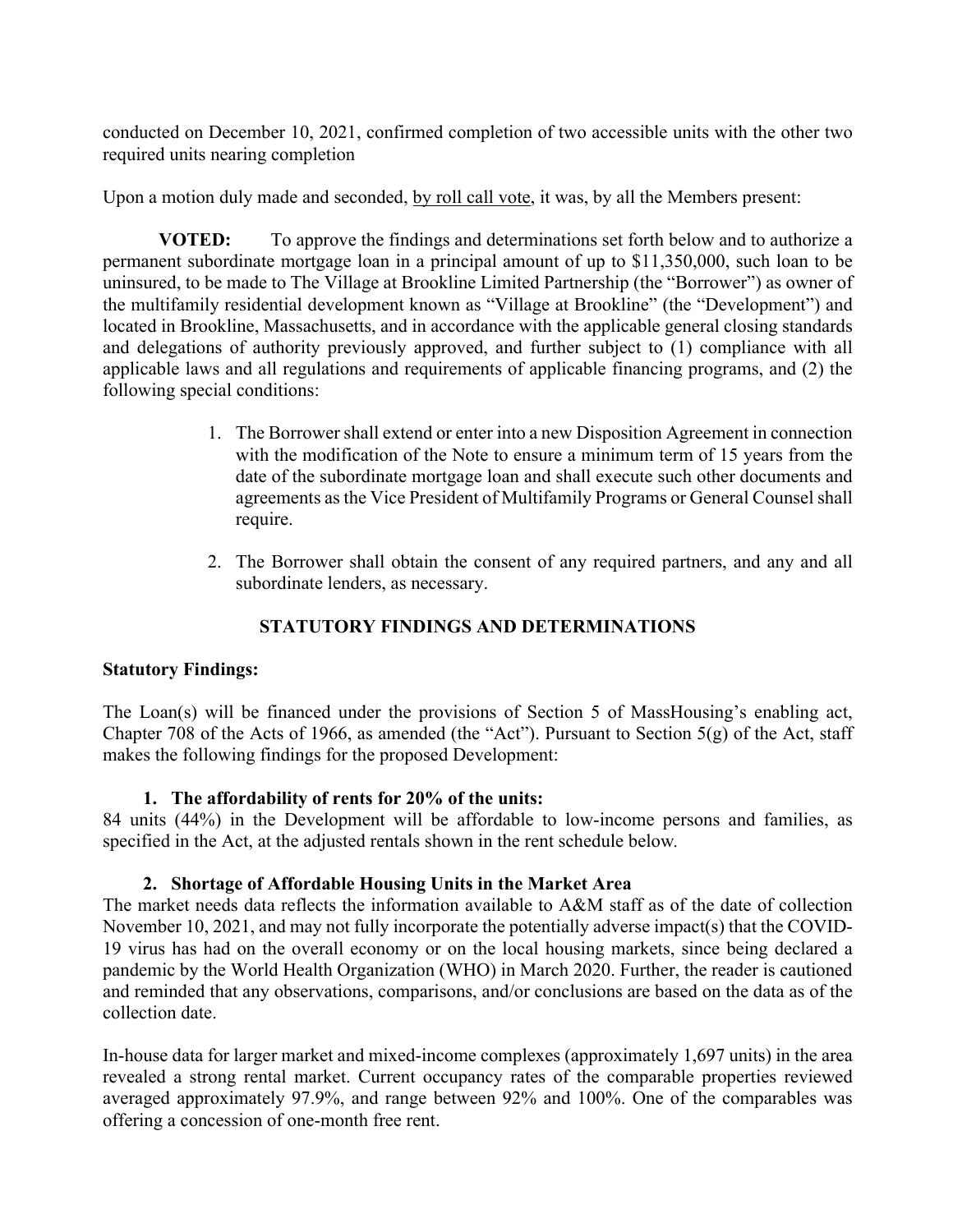conducted on December 10, 2021, confirmed completion of two accessible units with the other two required units nearing completion

Upon a motion duly made and seconded, by roll call vote, it was, by all the Members present:

**VOTED:** To approve the findings and determinations set forth below and to authorize a permanent subordinate mortgage loan in a principal amount of up to $11,350,000, such loan to be uninsured, to be made to The Village at Brookline Limited Partnership (the "Borrower") as owner of the multifamily residential development known as "Village at Brookline" (the "Development") and located in Brookline, Massachusetts, and in accordance with the applicable general closing standards and delegations of authority previously approved, and further subject to (1) compliance with all applicable laws and all regulations and requirements of applicable financing programs, and (2) the following special conditions:

1. The Borrower shall extend or enter into a new Disposition Agreement in connection with the modification of the Note to ensure a minimum term of 15 years from the date of the subordinate mortgage loan and shall execute such other documents and agreements as the Vice President of Multifamily Programs or General Counsel shall require.

2. The Borrower shall obtain the consent of any required partners, and any and all subordinate lenders, as necessary.

## STATUTORY FINDINGS AND DETERMINATIONS

**Statutory Findings:**

The Loan(s) will be financed under the provisions of Section 5 of MassHousing's enabling act, Chapter 708 of the Acts of 1966, as amended (the "Act"). Pursuant to Section 5(g) of the Act, staff makes the following findings for the proposed Development:

**1. The affordability of rents for 20% of the units:**

84 units (44%) in the Development will be affordable to low-income persons and families, as specified in the Act, at the adjusted rentals shown in the rent schedule below.

**2. Shortage of Affordable Housing Units in the Market Area**

The market needs data reflects the information available to A&M staff as of the date of collection November 10, 2021, and may not fully incorporate the potentially adverse impact(s) that the COVID-19 virus has had on the overall economy or on the local housing markets, since being declared a pandemic by the World Health Organization (WHO) in March 2020. Further, the reader is cautioned and reminded that any observations, comparisons, and/or conclusions are based on the data as of the collection date.

In-house data for larger market and mixed-income complexes (approximately 1,697 units) in the area revealed a strong rental market. Current occupancy rates of the comparable properties reviewed averaged approximately 97.9%, and range between 92% and 100%. One of the comparables was offering a concession of one-month free rent.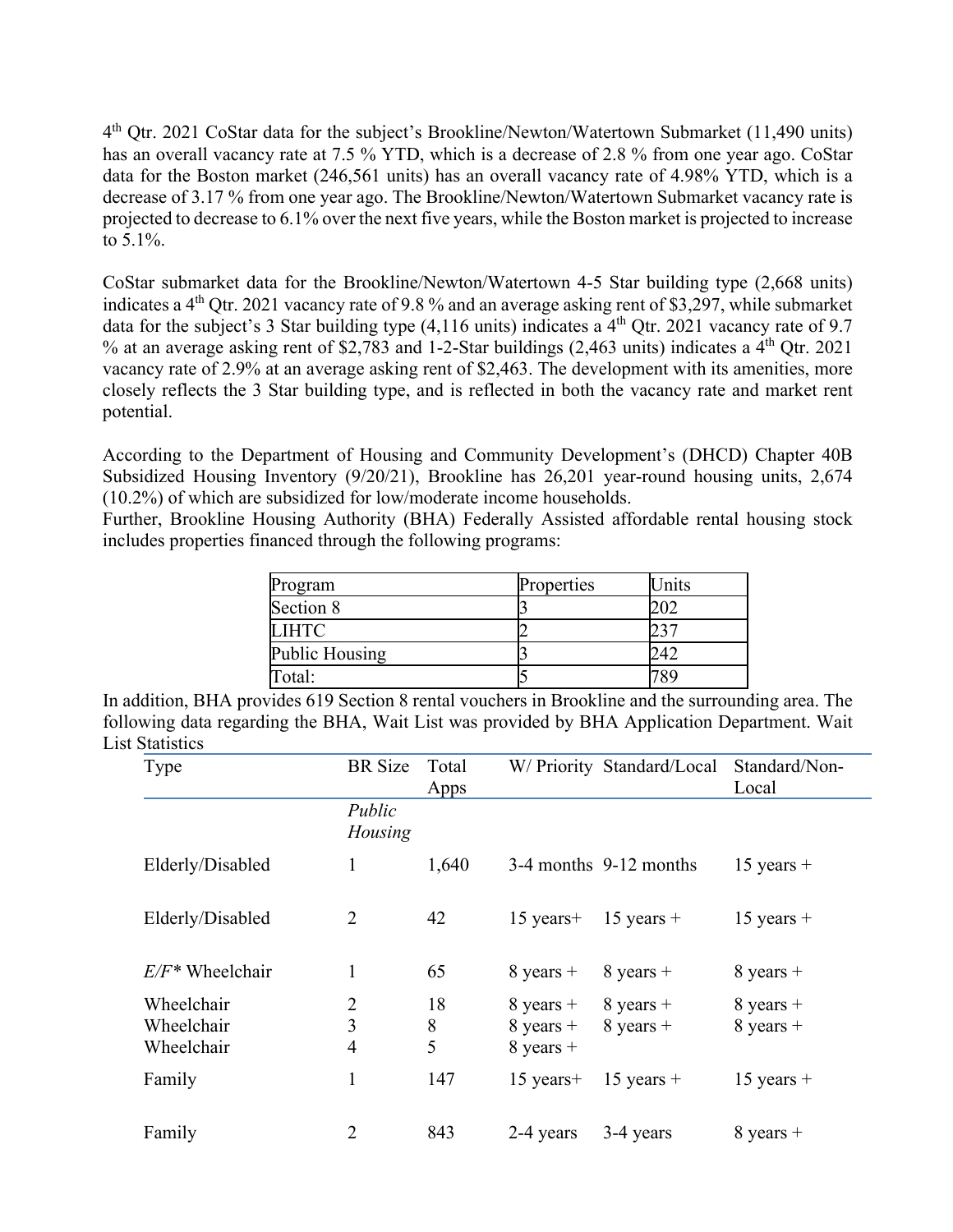4th Qtr. 2021 CoStar data for the subject's Brookline/Newton/Watertown Submarket (11,490 units) has an overall vacancy rate at 7.5 % YTD, which is a decrease of 2.8 % from one year ago. CoStar data for the Boston market (246,561 units) has an overall vacancy rate of 4.98% YTD, which is a decrease of 3.17 % from one year ago. The Brookline/Newton/Watertown Submarket vacancy rate is projected to decrease to 6.1% over the next five years, while the Boston market is projected to increase to 5.1%.

CoStar submarket data for the Brookline/Newton/Watertown 4-5 Star building type (2,668 units) indicates a 4th Qtr. 2021 vacancy rate of 9.8 % and an average asking rent of $3,297, while submarket data for the subject's 3 Star building type (4,116 units) indicates a 4th Qtr. 2021 vacancy rate of 9.7 % at an average asking rent of $2,783 and 1-2-Star buildings (2,463 units) indicates a 4th Qtr. 2021 vacancy rate of 2.9% at an average asking rent of $2,463. The development with its amenities, more closely reflects the 3 Star building type, and is reflected in both the vacancy rate and market rent potential.

According to the Department of Housing and Community Development's (DHCD) Chapter 40B Subsidized Housing Inventory (9/20/21), Brookline has 26,201 year-round housing units, 2,674 (10.2%) of which are subsidized for low/moderate income households.
Further, Brookline Housing Authority (BHA) Federally Assisted affordable rental housing stock includes properties financed through the following programs:

| Program | Properties | Units |
|---|---|---|
| Section 8 | 3 | 202 |
| LIHTC | 2 | 237 |
| Public Housing | 3 | 242 |
| Total: | 5 | 789 |

In addition, BHA provides 619 Section 8 rental vouchers in Brookline and the surrounding area. The following data regarding the BHA, Wait List was provided by BHA Application Department. Wait List Statistics

| Type | BR Size | Total Apps | W/ Priority | Standard/Local | Standard/Non-Local |
|---|---|---|---|---|---|
| | *Public Housing* | | | | |
| Elderly/Disabled | 1 | 1,640 | 3-4 months | 9-12 months | 15 years + |
| Elderly/Disabled | 2 | 42 | 15 years+ | 15 years + | 15 years + |
| *E/F** Wheelchair | 1 | 65 | 8 years + | 8 years + | 8 years + |
| Wheelchair | 2 | 18 | 8 years + | 8 years + | 8 years + |
| Wheelchair | 3 | 8 | 8 years + | 8 years + | 8 years + |
| Wheelchair | 4 | 5 | 8 years + | | |
| Family | 1 | 147 | 15 years+ | 15 years + | 15 years + |
| Family | 2 | 843 | 2-4 years | 3-4 years | 8 years + |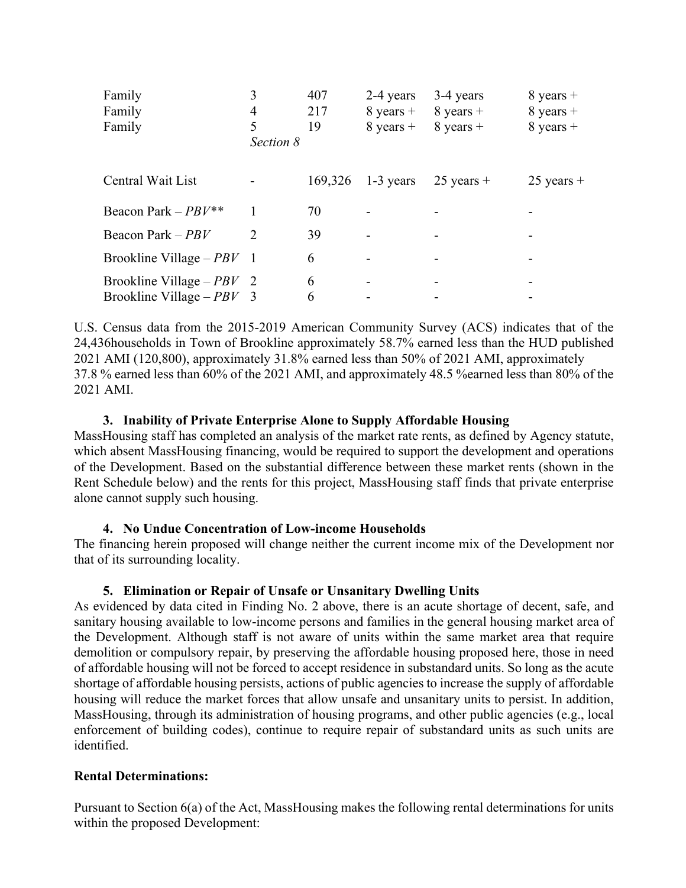| | | | | | |
|---|---|---|---|---|---|
| Family | 3 | 407 | 2-4 years | 3-4 years | 8 years + |
| Family | 4 | 217 | 8 years + | 8 years + | 8 years + |
| Family | 5 | 19 | 8 years + | 8 years + | 8 years + |
| | *Section 8* | | | | |
| Central Wait List | - | 169,326 | 1-3 years | 25 years + | 25 years + |
| Beacon Park – *PBV*** | 1 | 70 | - | - | - |
| Beacon Park – *PBV* | 2 | 39 | - | - | - |
| Brookline Village – *PBV* | 1 | 6 | - | - | - |
| Brookline Village – *PBV* | 2 | 6 | - | - | - |
| Brookline Village – *PBV* | 3 | 6 | - | - | - |

U.S. Census data from the 2015-2019 American Community Survey (ACS) indicates that of the 24,436households in Town of Brookline approximately 58.7% earned less than the HUD published 2021 AMI (120,800), approximately 31.8% earned less than 50% of 2021 AMI, approximately 37.8 % earned less than 60% of the 2021 AMI, and approximately 48.5 %earned less than 80% of the 2021 AMI.

### 3. Inability of Private Enterprise Alone to Supply Affordable Housing

MassHousing staff has completed an analysis of the market rate rents, as defined by Agency statute, which absent MassHousing financing, would be required to support the development and operations of the Development. Based on the substantial difference between these market rents (shown in the Rent Schedule below) and the rents for this project, MassHousing staff finds that private enterprise alone cannot supply such housing.

### 4. No Undue Concentration of Low-income Households

The financing herein proposed will change neither the current income mix of the Development nor that of its surrounding locality.

### 5. Elimination or Repair of Unsafe or Unsanitary Dwelling Units

As evidenced by data cited in Finding No. 2 above, there is an acute shortage of decent, safe, and sanitary housing available to low-income persons and families in the general housing market area of the Development. Although staff is not aware of units within the same market area that require demolition or compulsory repair, by preserving the affordable housing proposed here, those in need of affordable housing will not be forced to accept residence in substandard units. So long as the acute shortage of affordable housing persists, actions of public agencies to increase the supply of affordable housing will reduce the market forces that allow unsafe and unsanitary units to persist. In addition, MassHousing, through its administration of housing programs, and other public agencies (e.g., local enforcement of building codes), continue to require repair of substandard units as such units are identified.

**Rental Determinations:**

Pursuant to Section 6(a) of the Act, MassHousing makes the following rental determinations for units within the proposed Development: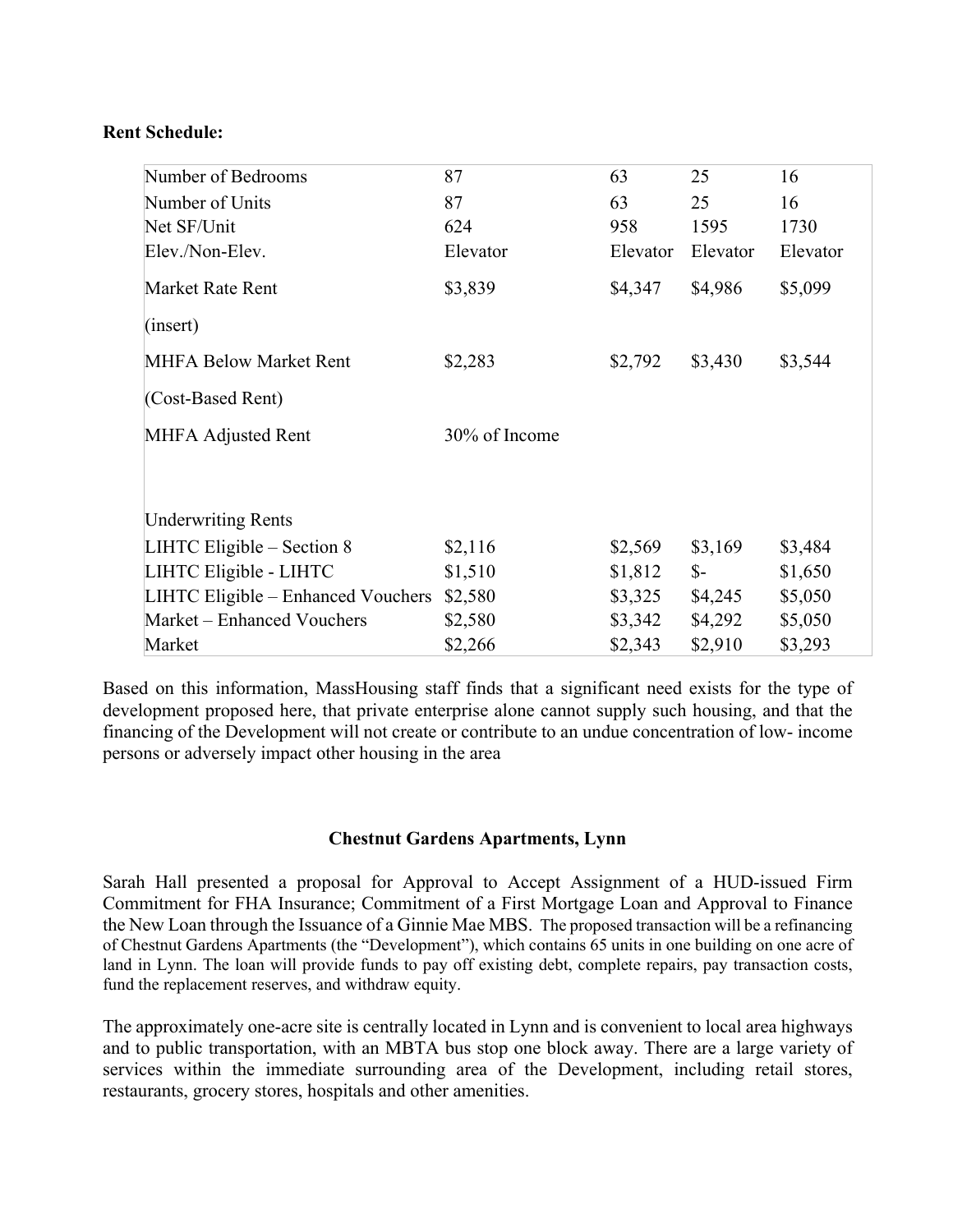**Rent Schedule:**

| Number of Bedrooms | 87 | 63 | 25 | 16 |
|---|---|---|---|---|
| Number of Units | 87 | 63 | 25 | 16 |
| Net SF/Unit | 624 | 958 | 1595 | 1730 |
| Elev./Non-Elev. | Elevator | Elevator | Elevator | Elevator |
| Market Rate Rent | $3,839 | $4,347 | $4,986 | $5,099 |
| (insert) | | | | |
| MHFA Below Market Rent | $2,283 | $2,792 | $3,430 | $3,544 |
| (Cost-Based Rent) | | | | |
| MHFA Adjusted Rent | 30% of Income | | | |
| | | | | |
| Underwriting Rents | | | | |
| LIHTC Eligible – Section 8 | $2,116 | $2,569 | $3,169 | $3,484 |
| LIHTC Eligible - LIHTC | $1,510 | $1,812 | $- | $1,650 |
| LIHTC Eligible – Enhanced Vouchers | $2,580 | $3,325 | $4,245 | $5,050 |
| Market – Enhanced Vouchers | $2,580 | $3,342 | $4,292 | $5,050 |
| Market | $2,266 | $2,343 | $2,910 | $3,293 |

Based on this information, MassHousing staff finds that a significant need exists for the type of development proposed here, that private enterprise alone cannot supply such housing, and that the financing of the Development will not create or contribute to an undue concentration of low- income persons or adversely impact other housing in the area

**Chestnut Gardens Apartments, Lynn**

Sarah Hall presented a proposal for Approval to Accept Assignment of a HUD-issued Firm Commitment for FHA Insurance; Commitment of a First Mortgage Loan and Approval to Finance the New Loan through the Issuance of a Ginnie Mae MBS. The proposed transaction will be a refinancing of Chestnut Gardens Apartments (the "Development"), which contains 65 units in one building on one acre of land in Lynn. The loan will provide funds to pay off existing debt, complete repairs, pay transaction costs, fund the replacement reserves, and withdraw equity.

The approximately one-acre site is centrally located in Lynn and is convenient to local area highways and to public transportation, with an MBTA bus stop one block away. There are a large variety of services within the immediate surrounding area of the Development, including retail stores, restaurants, grocery stores, hospitals and other amenities.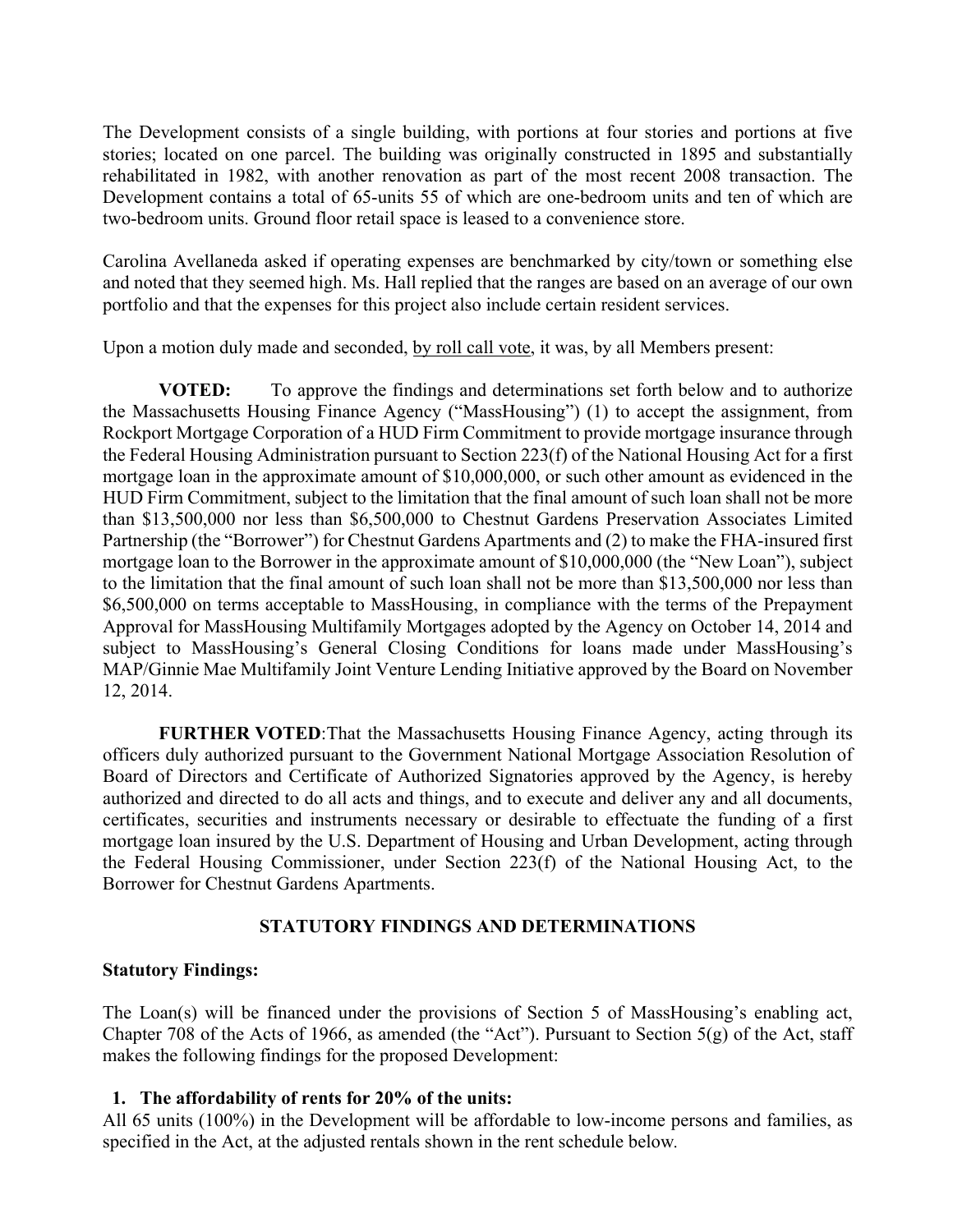The Development consists of a single building, with portions at four stories and portions at five stories; located on one parcel. The building was originally constructed in 1895 and substantially rehabilitated in 1982, with another renovation as part of the most recent 2008 transaction. The Development contains a total of 65-units 55 of which are one-bedroom units and ten of which are two-bedroom units. Ground floor retail space is leased to a convenience store.

Carolina Avellaneda asked if operating expenses are benchmarked by city/town or something else and noted that they seemed high. Ms. Hall replied that the ranges are based on an average of our own portfolio and that the expenses for this project also include certain resident services.

Upon a motion duly made and seconded, by roll call vote, it was, by all Members present:

**VOTED:** To approve the findings and determinations set forth below and to authorize the Massachusetts Housing Finance Agency ("MassHousing") (1) to accept the assignment, from Rockport Mortgage Corporation of a HUD Firm Commitment to provide mortgage insurance through the Federal Housing Administration pursuant to Section 223(f) of the National Housing Act for a first mortgage loan in the approximate amount of $10,000,000, or such other amount as evidenced in the HUD Firm Commitment, subject to the limitation that the final amount of such loan shall not be more than $13,500,000 nor less than $6,500,000 to Chestnut Gardens Preservation Associates Limited Partnership (the "Borrower") for Chestnut Gardens Apartments and (2) to make the FHA-insured first mortgage loan to the Borrower in the approximate amount of $10,000,000 (the "New Loan"), subject to the limitation that the final amount of such loan shall not be more than $13,500,000 nor less than $6,500,000 on terms acceptable to MassHousing, in compliance with the terms of the Prepayment Approval for MassHousing Multifamily Mortgages adopted by the Agency on October 14, 2014 and subject to MassHousing's General Closing Conditions for loans made under MassHousing's MAP/Ginnie Mae Multifamily Joint Venture Lending Initiative approved by the Board on November 12, 2014.

**FURTHER VOTED**:That the Massachusetts Housing Finance Agency, acting through its officers duly authorized pursuant to the Government National Mortgage Association Resolution of Board of Directors and Certificate of Authorized Signatories approved by the Agency, is hereby authorized and directed to do all acts and things, and to execute and deliver any and all documents, certificates, securities and instruments necessary or desirable to effectuate the funding of a first mortgage loan insured by the U.S. Department of Housing and Urban Development, acting through the Federal Housing Commissioner, under Section 223(f) of the National Housing Act, to the Borrower for Chestnut Gardens Apartments.

## STATUTORY FINDINGS AND DETERMINATIONS

**Statutory Findings:**

The Loan(s) will be financed under the provisions of Section 5 of MassHousing's enabling act, Chapter 708 of the Acts of 1966, as amended (the "Act"). Pursuant to Section 5(g) of the Act, staff makes the following findings for the proposed Development:

1. **The affordability of rents for 20% of the units:**

All 65 units (100%) in the Development will be affordable to low-income persons and families, as specified in the Act, at the adjusted rentals shown in the rent schedule below.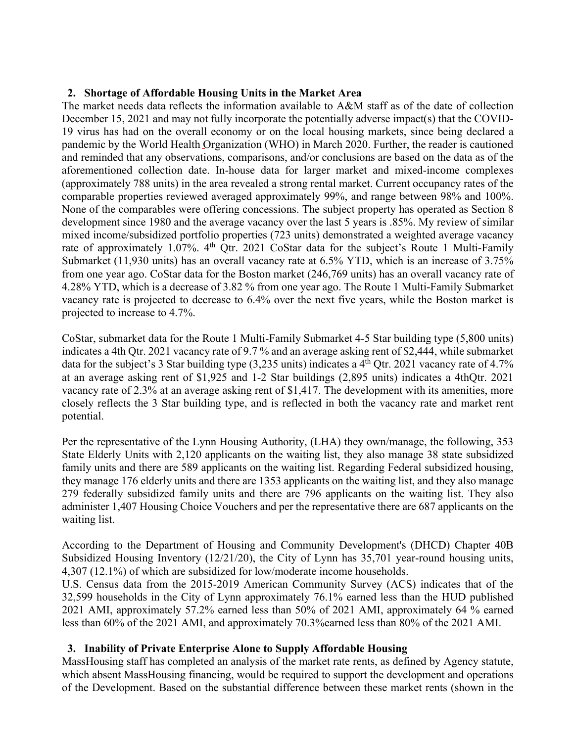## 2. Shortage of Affordable Housing Units in the Market Area

The market needs data reflects the information available to A&M staff as of the date of collection December 15, 2021 and may not fully incorporate the potentially adverse impact(s) that the COVID-19 virus has had on the overall economy or on the local housing markets, since being declared a pandemic by the World Health Organization (WHO) in March 2020. Further, the reader is cautioned and reminded that any observations, comparisons, and/or conclusions are based on the data as of the aforementioned collection date. In-house data for larger market and mixed-income complexes (approximately 788 units) in the area revealed a strong rental market. Current occupancy rates of the comparable properties reviewed averaged approximately 99%, and range between 98% and 100%. None of the comparables were offering concessions. The subject property has operated as Section 8 development since 1980 and the average vacancy over the last 5 years is .85%. My review of similar mixed income/subsidized portfolio properties (723 units) demonstrated a weighted average vacancy rate of approximately 1.07%. 4th Qtr. 2021 CoStar data for the subject's Route 1 Multi-Family Submarket (11,930 units) has an overall vacancy rate at 6.5% YTD, which is an increase of 3.75% from one year ago. CoStar data for the Boston market (246,769 units) has an overall vacancy rate of 4.28% YTD, which is a decrease of 3.82 % from one year ago. The Route 1 Multi-Family Submarket vacancy rate is projected to decrease to 6.4% over the next five years, while the Boston market is projected to increase to 4.7%.

CoStar, submarket data for the Route 1 Multi-Family Submarket 4-5 Star building type (5,800 units) indicates a 4th Qtr. 2021 vacancy rate of 9.7 % and an average asking rent of $2,444, while submarket data for the subject's 3 Star building type (3,235 units) indicates a 4th Qtr. 2021 vacancy rate of 4.7% at an average asking rent of $1,925 and 1-2 Star buildings (2,895 units) indicates a 4thQtr. 2021 vacancy rate of 2.3% at an average asking rent of $1,417. The development with its amenities, more closely reflects the 3 Star building type, and is reflected in both the vacancy rate and market rent potential.

Per the representative of the Lynn Housing Authority, (LHA) they own/manage, the following, 353 State Elderly Units with 2,120 applicants on the waiting list, they also manage 38 state subsidized family units and there are 589 applicants on the waiting list. Regarding Federal subsidized housing, they manage 176 elderly units and there are 1353 applicants on the waiting list, and they also manage 279 federally subsidized family units and there are 796 applicants on the waiting list. They also administer 1,407 Housing Choice Vouchers and per the representative there are 687 applicants on the waiting list.

According to the Department of Housing and Community Development's (DHCD) Chapter 40B Subsidized Housing Inventory (12/21/20), the City of Lynn has 35,701 year-round housing units, 4,307 (12.1%) of which are subsidized for low/moderate income households.
U.S. Census data from the 2015-2019 American Community Survey (ACS) indicates that of the 32,599 households in the City of Lynn approximately 76.1% earned less than the HUD published 2021 AMI, approximately 57.2% earned less than 50% of 2021 AMI, approximately 64 % earned less than 60% of the 2021 AMI, and approximately 70.3%earned less than 80% of the 2021 AMI.

## 3. Inability of Private Enterprise Alone to Supply Affordable Housing

MassHousing staff has completed an analysis of the market rate rents, as defined by Agency statute, which absent MassHousing financing, would be required to support the development and operations of the Development. Based on the substantial difference between these market rents (shown in the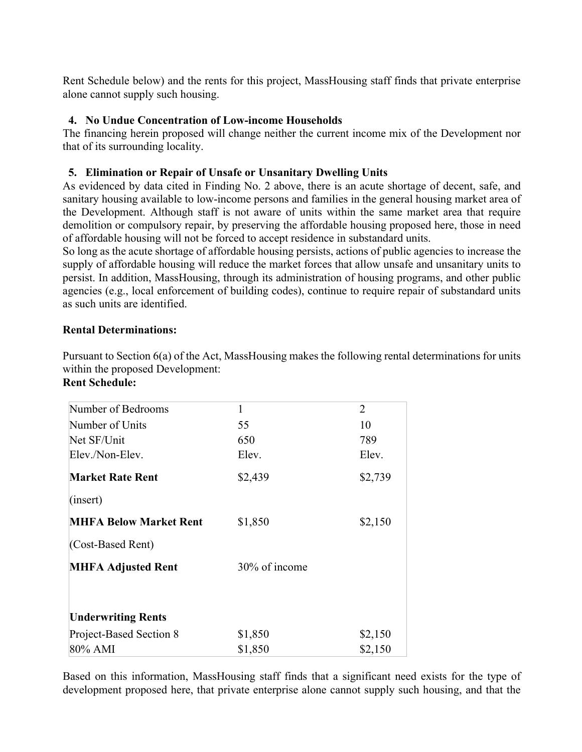Rent Schedule below) and the rents for this project, MassHousing staff finds that private enterprise alone cannot supply such housing.

**4. No Undue Concentration of Low-income Households**

The financing herein proposed will change neither the current income mix of the Development nor that of its surrounding locality.

**5. Elimination or Repair of Unsafe or Unsanitary Dwelling Units**

As evidenced by data cited in Finding No. 2 above, there is an acute shortage of decent, safe, and sanitary housing available to low-income persons and families in the general housing market area of the Development. Although staff is not aware of units within the same market area that require demolition or compulsory repair, by preserving the affordable housing proposed here, those in need of affordable housing will not be forced to accept residence in substandard units.

So long as the acute shortage of affordable housing persists, actions of public agencies to increase the supply of affordable housing will reduce the market forces that allow unsafe and unsanitary units to persist. In addition, MassHousing, through its administration of housing programs, and other public agencies (e.g., local enforcement of building codes), continue to require repair of substandard units as such units are identified.

**Rental Determinations:**

Pursuant to Section 6(a) of the Act, MassHousing makes the following rental determinations for units within the proposed Development:

**Rent Schedule:**

| Number of Bedrooms | 1 | 2 |
|---|---|---|
| Number of Units | 55 | 10 |
| Net SF/Unit | 650 | 789 |
| Elev./Non-Elev. | Elev. | Elev. |
| **Market Rate Rent** (insert) | $2,439 | $2,739 |
| **MHFA Below Market Rent** (Cost-Based Rent) | $1,850 | $2,150 |
| **MHFA Adjusted Rent** | 30% of income | |
| **Underwriting Rents** | | |
| Project-Based Section 8 | $1,850 | $2,150 |
| 80% AMI | $1,850 | $2,150 |

Based on this information, MassHousing staff finds that a significant need exists for the type of development proposed here, that private enterprise alone cannot supply such housing, and that the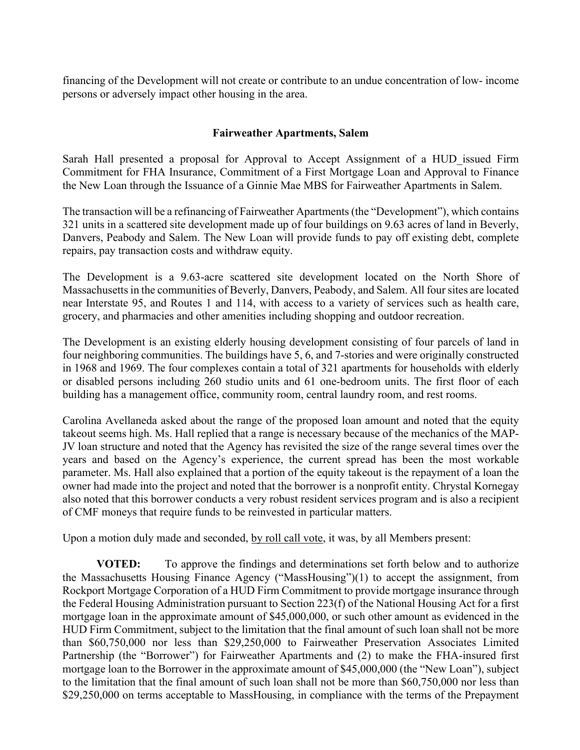financing of the Development will not create or contribute to an undue concentration of low- income persons or adversely impact other housing in the area.

### Fairweather Apartments, Salem

Sarah Hall presented a proposal for Approval to Accept Assignment of a HUD_issued Firm Commitment for FHA Insurance, Commitment of a First Mortgage Loan and Approval to Finance the New Loan through the Issuance of a Ginnie Mae MBS for Fairweather Apartments in Salem.

The transaction will be a refinancing of Fairweather Apartments (the "Development"), which contains 321 units in a scattered site development made up of four buildings on 9.63 acres of land in Beverly, Danvers, Peabody and Salem. The New Loan will provide funds to pay off existing debt, complete repairs, pay transaction costs and withdraw equity.

The Development is a 9.63-acre scattered site development located on the North Shore of Massachusetts in the communities of Beverly, Danvers, Peabody, and Salem. All four sites are located near Interstate 95, and Routes 1 and 114, with access to a variety of services such as health care, grocery, and pharmacies and other amenities including shopping and outdoor recreation.

The Development is an existing elderly housing development consisting of four parcels of land in four neighboring communities. The buildings have 5, 6, and 7-stories and were originally constructed in 1968 and 1969. The four complexes contain a total of 321 apartments for households with elderly or disabled persons including 260 studio units and 61 one-bedroom units. The first floor of each building has a management office, community room, central laundry room, and rest rooms.

Carolina Avellaneda asked about the range of the proposed loan amount and noted that the equity takeout seems high. Ms. Hall replied that a range is necessary because of the mechanics of the MAP-JV loan structure and noted that the Agency has revisited the size of the range several times over the years and based on the Agency's experience, the current spread has been the most workable parameter. Ms. Hall also explained that a portion of the equity takeout is the repayment of a loan the owner had made into the project and noted that the borrower is a nonprofit entity. Chrystal Kornegay also noted that this borrower conducts a very robust resident services program and is also a recipient of CMF moneys that require funds to be reinvested in particular matters.

Upon a motion duly made and seconded, by roll call vote, it was, by all Members present:

**VOTED:** To approve the findings and determinations set forth below and to authorize the Massachusetts Housing Finance Agency ("MassHousing")(1) to accept the assignment, from Rockport Mortgage Corporation of a HUD Firm Commitment to provide mortgage insurance through the Federal Housing Administration pursuant to Section 223(f) of the National Housing Act for a first mortgage loan in the approximate amount of $45,000,000, or such other amount as evidenced in the HUD Firm Commitment, subject to the limitation that the final amount of such loan shall not be more than $60,750,000 nor less than $29,250,000 to Fairweather Preservation Associates Limited Partnership (the "Borrower") for Fairweather Apartments and (2) to make the FHA-insured first mortgage loan to the Borrower in the approximate amount of $45,000,000 (the "New Loan"), subject to the limitation that the final amount of such loan shall not be more than $60,750,000 nor less than $29,250,000 on terms acceptable to MassHousing, in compliance with the terms of the Prepayment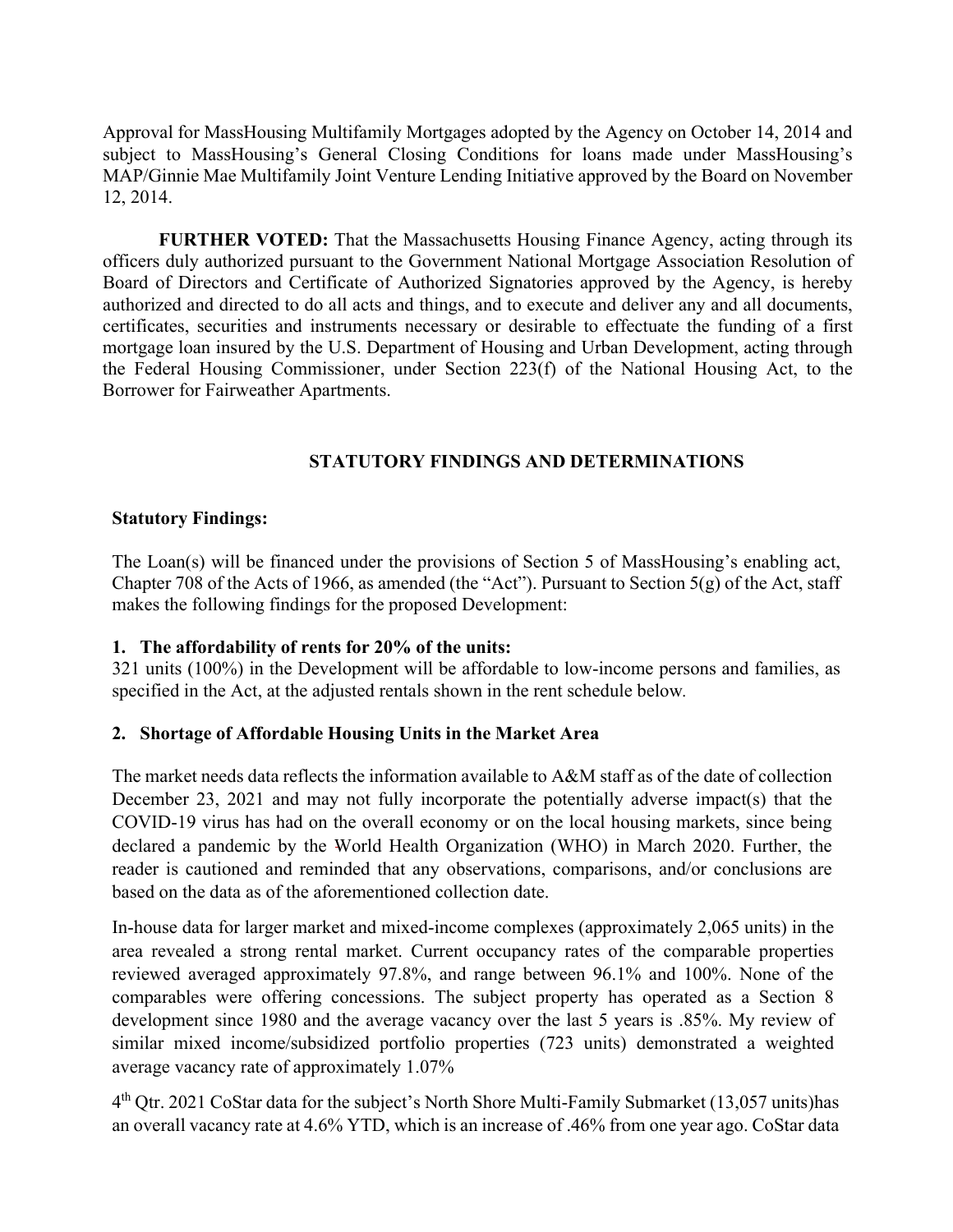Approval for MassHousing Multifamily Mortgages adopted by the Agency on October 14, 2014 and subject to MassHousing's General Closing Conditions for loans made under MassHousing's MAP/Ginnie Mae Multifamily Joint Venture Lending Initiative approved by the Board on November 12, 2014.

**FURTHER VOTED:** That the Massachusetts Housing Finance Agency, acting through its officers duly authorized pursuant to the Government National Mortgage Association Resolution of Board of Directors and Certificate of Authorized Signatories approved by the Agency, is hereby authorized and directed to do all acts and things, and to execute and deliver any and all documents, certificates, securities and instruments necessary or desirable to effectuate the funding of a first mortgage loan insured by the U.S. Department of Housing and Urban Development, acting through the Federal Housing Commissioner, under Section 223(f) of the National Housing Act, to the Borrower for Fairweather Apartments.

## STATUTORY FINDINGS AND DETERMINATIONS

**Statutory Findings:**

The Loan(s) will be financed under the provisions of Section 5 of MassHousing's enabling act, Chapter 708 of the Acts of 1966, as amended (the "Act"). Pursuant to Section 5(g) of the Act, staff makes the following findings for the proposed Development:

**1. The affordability of rents for 20% of the units:**

321 units (100%) in the Development will be affordable to low-income persons and families, as specified in the Act, at the adjusted rentals shown in the rent schedule below.

**2. Shortage of Affordable Housing Units in the Market Area**

The market needs data reflects the information available to A&M staff as of the date of collection December 23, 2021 and may not fully incorporate the potentially adverse impact(s) that the COVID-19 virus has had on the overall economy or on the local housing markets, since being declared a pandemic by the World Health Organization (WHO) in March 2020. Further, the reader is cautioned and reminded that any observations, comparisons, and/or conclusions are based on the data as of the aforementioned collection date.

In-house data for larger market and mixed-income complexes (approximately 2,065 units) in the area revealed a strong rental market. Current occupancy rates of the comparable properties reviewed averaged approximately 97.8%, and range between 96.1% and 100%. None of the comparables were offering concessions. The subject property has operated as a Section 8 development since 1980 and the average vacancy over the last 5 years is .85%. My review of similar mixed income/subsidized portfolio properties (723 units) demonstrated a weighted average vacancy rate of approximately 1.07%

4th Qtr. 2021 CoStar data for the subject's North Shore Multi-Family Submarket (13,057 units)has an overall vacancy rate at 4.6% YTD, which is an increase of .46% from one year ago. CoStar data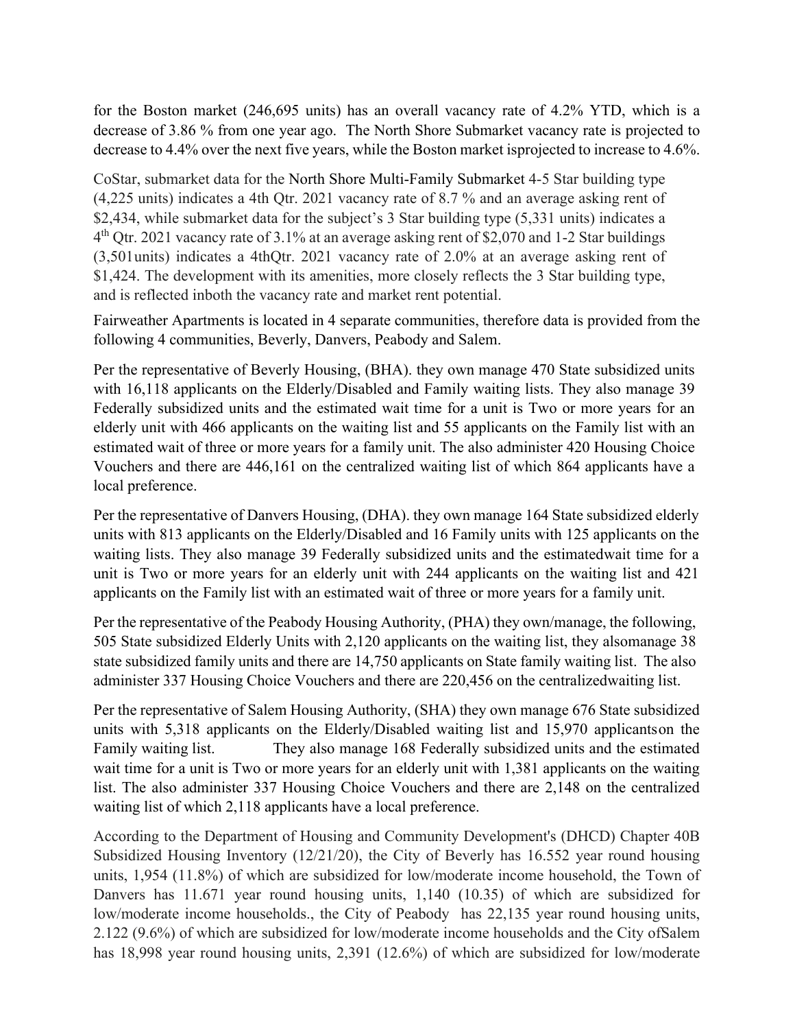for the Boston market (246,695 units) has an overall vacancy rate of 4.2% YTD, which is a decrease of 3.86 % from one year ago. The North Shore Submarket vacancy rate is projected to decrease to 4.4% over the next five years, while the Boston market isprojected to increase to 4.6%.

CoStar, submarket data for the North Shore Multi-Family Submarket 4-5 Star building type (4,225 units) indicates a 4th Qtr. 2021 vacancy rate of 8.7 % and an average asking rent of $2,434, while submarket data for the subject's 3 Star building type (5,331 units) indicates a 4th Qtr. 2021 vacancy rate of 3.1% at an average asking rent of $2,070 and 1-2 Star buildings (3,501units) indicates a 4thQtr. 2021 vacancy rate of 2.0% at an average asking rent of $1,424. The development with its amenities, more closely reflects the 3 Star building type, and is reflected inboth the vacancy rate and market rent potential.

Fairweather Apartments is located in 4 separate communities, therefore data is provided from the following 4 communities, Beverly, Danvers, Peabody and Salem.

Per the representative of Beverly Housing, (BHA). they own manage 470 State subsidized units with 16,118 applicants on the Elderly/Disabled and Family waiting lists. They also manage 39 Federally subsidized units and the estimated wait time for a unit is Two or more years for an elderly unit with 466 applicants on the waiting list and 55 applicants on the Family list with an estimated wait of three or more years for a family unit. The also administer 420 Housing Choice Vouchers and there are 446,161 on the centralized waiting list of which 864 applicants have a local preference.

Per the representative of Danvers Housing, (DHA). they own manage 164 State subsidized elderly units with 813 applicants on the Elderly/Disabled and 16 Family units with 125 applicants on the waiting lists. They also manage 39 Federally subsidized units and the estimatedwait time for a unit is Two or more years for an elderly unit with 244 applicants on the waiting list and 421 applicants on the Family list with an estimated wait of three or more years for a family unit.

Per the representative of the Peabody Housing Authority, (PHA) they own/manage, the following, 505 State subsidized Elderly Units with 2,120 applicants on the waiting list, they alsomanage 38 state subsidized family units and there are 14,750 applicants on State family waiting list. The also administer 337 Housing Choice Vouchers and there are 220,456 on the centralizedwaiting list.

Per the representative of Salem Housing Authority, (SHA) they own manage 676 State subsidized units with 5,318 applicants on the Elderly/Disabled waiting list and 15,970 applicantson the Family waiting list. They also manage 168 Federally subsidized units and the estimated wait time for a unit is Two or more years for an elderly unit with 1,381 applicants on the waiting list. The also administer 337 Housing Choice Vouchers and there are 2,148 on the centralized waiting list of which 2,118 applicants have a local preference.

According to the Department of Housing and Community Development's (DHCD) Chapter 40B Subsidized Housing Inventory (12/21/20), the City of Beverly has 16.552 year round housing units, 1,954 (11.8%) of which are subsidized for low/moderate income household, the Town of Danvers has 11.671 year round housing units, 1,140 (10.35) of which are subsidized for low/moderate income households., the City of Peabody has 22,135 year round housing units, 2.122 (9.6%) of which are subsidized for low/moderate income households and the City ofSalem has 18,998 year round housing units, 2,391 (12.6%) of which are subsidized for low/moderate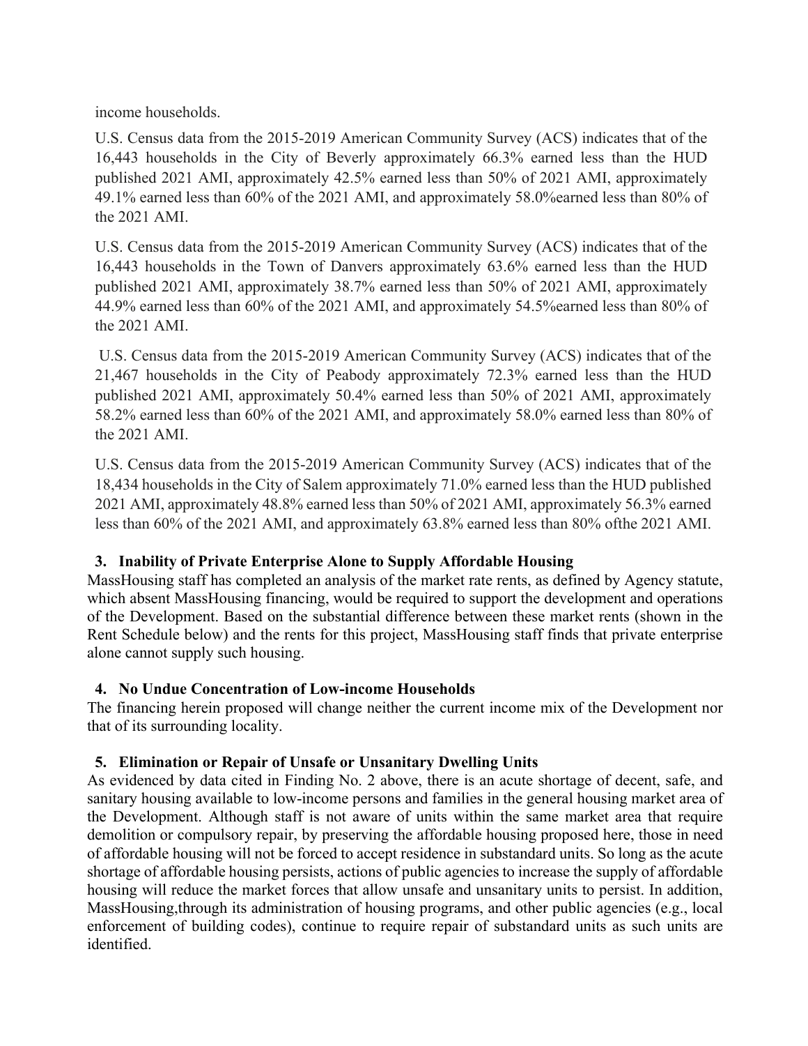income households.

U.S. Census data from the 2015-2019 American Community Survey (ACS) indicates that of the 16,443 households in the City of Beverly approximately 66.3% earned less than the HUD published 2021 AMI, approximately 42.5% earned less than 50% of 2021 AMI, approximately 49.1% earned less than 60% of the 2021 AMI, and approximately 58.0%earned less than 80% of the 2021 AMI.

U.S. Census data from the 2015-2019 American Community Survey (ACS) indicates that of the 16,443 households in the Town of Danvers approximately 63.6% earned less than the HUD published 2021 AMI, approximately 38.7% earned less than 50% of 2021 AMI, approximately 44.9% earned less than 60% of the 2021 AMI, and approximately 54.5%earned less than 80% of the 2021 AMI.

U.S. Census data from the 2015-2019 American Community Survey (ACS) indicates that of the 21,467 households in the City of Peabody approximately 72.3% earned less than the HUD published 2021 AMI, approximately 50.4% earned less than 50% of 2021 AMI, approximately 58.2% earned less than 60% of the 2021 AMI, and approximately 58.0% earned less than 80% of the 2021 AMI.

U.S. Census data from the 2015-2019 American Community Survey (ACS) indicates that of the 18,434 households in the City of Salem approximately 71.0% earned less than the HUD published 2021 AMI, approximately 48.8% earned less than 50% of 2021 AMI, approximately 56.3% earned less than 60% of the 2021 AMI, and approximately 63.8% earned less than 80% ofthe 2021 AMI.

**3. Inability of Private Enterprise Alone to Supply Affordable Housing**

MassHousing staff has completed an analysis of the market rate rents, as defined by Agency statute, which absent MassHousing financing, would be required to support the development and operations of the Development. Based on the substantial difference between these market rents (shown in the Rent Schedule below) and the rents for this project, MassHousing staff finds that private enterprise alone cannot supply such housing.

**4. No Undue Concentration of Low-income Households**

The financing herein proposed will change neither the current income mix of the Development nor that of its surrounding locality.

**5. Elimination or Repair of Unsafe or Unsanitary Dwelling Units**

As evidenced by data cited in Finding No. 2 above, there is an acute shortage of decent, safe, and sanitary housing available to low-income persons and families in the general housing market area of the Development. Although staff is not aware of units within the same market area that require demolition or compulsory repair, by preserving the affordable housing proposed here, those in need of affordable housing will not be forced to accept residence in substandard units. So long as the acute shortage of affordable housing persists, actions of public agencies to increase the supply of affordable housing will reduce the market forces that allow unsafe and unsanitary units to persist. In addition, MassHousing,through its administration of housing programs, and other public agencies (e.g., local enforcement of building codes), continue to require repair of substandard units as such units are identified.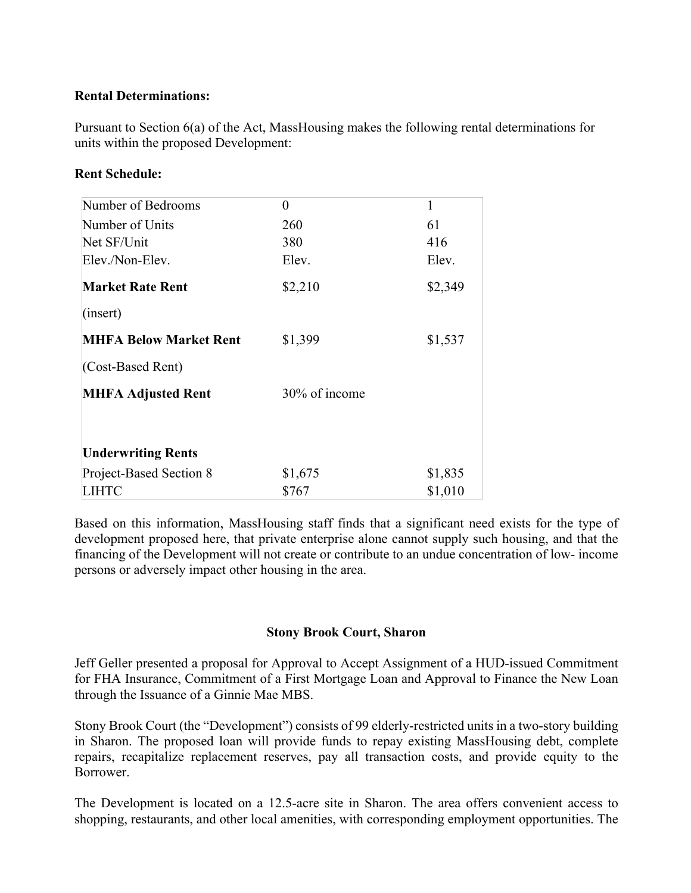**Rental Determinations:**

Pursuant to Section 6(a) of the Act, MassHousing makes the following rental determinations for units within the proposed Development:

**Rent Schedule:**

| Number of Bedrooms | 0 | 1 |
|---|---|---|
| Number of Units | 260 | 61 |
| Net SF/Unit | 380 | 416 |
| Elev./Non-Elev. | Elev. | Elev. |
| **Market Rate Rent** | $2,210 | $2,349 |
| (insert) | | |
| **MHFA Below Market Rent** | $1,399 | $1,537 |
| (Cost-Based Rent) | | |
| **MHFA Adjusted Rent** | 30% of income | |
| | | |
| **Underwriting Rents** | | |
| Project-Based Section 8 | $1,675 | $1,835 |
| LIHTC | $767 | $1,010 |

Based on this information, MassHousing staff finds that a significant need exists for the type of development proposed here, that private enterprise alone cannot supply such housing, and that the financing of the Development will not create or contribute to an undue concentration of low- income persons or adversely impact other housing in the area.

**Stony Brook Court, Sharon**

Jeff Geller presented a proposal for Approval to Accept Assignment of a HUD-issued Commitment for FHA Insurance, Commitment of a First Mortgage Loan and Approval to Finance the New Loan through the Issuance of a Ginnie Mae MBS.

Stony Brook Court (the "Development") consists of 99 elderly-restricted units in a two-story building in Sharon. The proposed loan will provide funds to repay existing MassHousing debt, complete repairs, recapitalize replacement reserves, pay all transaction costs, and provide equity to the Borrower.

The Development is located on a 12.5-acre site in Sharon. The area offers convenient access to shopping, restaurants, and other local amenities, with corresponding employment opportunities. The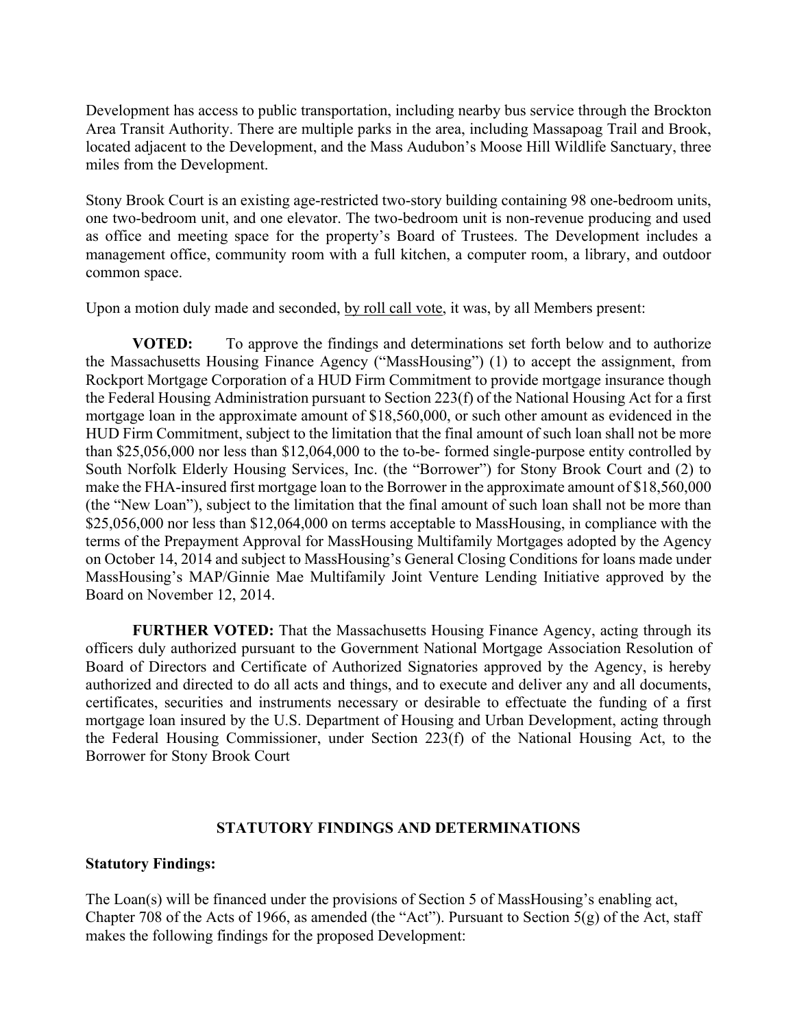Development has access to public transportation, including nearby bus service through the Brockton Area Transit Authority. There are multiple parks in the area, including Massapoag Trail and Brook, located adjacent to the Development, and the Mass Audubon's Moose Hill Wildlife Sanctuary, three miles from the Development.

Stony Brook Court is an existing age-restricted two-story building containing 98 one-bedroom units, one two-bedroom unit, and one elevator. The two-bedroom unit is non-revenue producing and used as office and meeting space for the property's Board of Trustees. The Development includes a management office, community room with a full kitchen, a computer room, a library, and outdoor common space.

Upon a motion duly made and seconded, by roll call vote, it was, by all Members present:

**VOTED:** To approve the findings and determinations set forth below and to authorize the Massachusetts Housing Finance Agency ("MassHousing") (1) to accept the assignment, from Rockport Mortgage Corporation of a HUD Firm Commitment to provide mortgage insurance though the Federal Housing Administration pursuant to Section 223(f) of the National Housing Act for a first mortgage loan in the approximate amount of $18,560,000, or such other amount as evidenced in the HUD Firm Commitment, subject to the limitation that the final amount of such loan shall not be more than $25,056,000 nor less than $12,064,000 to the to-be- formed single-purpose entity controlled by South Norfolk Elderly Housing Services, Inc. (the "Borrower") for Stony Brook Court and (2) to make the FHA-insured first mortgage loan to the Borrower in the approximate amount of $18,560,000 (the "New Loan"), subject to the limitation that the final amount of such loan shall not be more than $25,056,000 nor less than $12,064,000 on terms acceptable to MassHousing, in compliance with the terms of the Prepayment Approval for MassHousing Multifamily Mortgages adopted by the Agency on October 14, 2014 and subject to MassHousing's General Closing Conditions for loans made under MassHousing's MAP/Ginnie Mae Multifamily Joint Venture Lending Initiative approved by the Board on November 12, 2014.

**FURTHER VOTED:** That the Massachusetts Housing Finance Agency, acting through its officers duly authorized pursuant to the Government National Mortgage Association Resolution of Board of Directors and Certificate of Authorized Signatories approved by the Agency, is hereby authorized and directed to do all acts and things, and to execute and deliver any and all documents, certificates, securities and instruments necessary or desirable to effectuate the funding of a first mortgage loan insured by the U.S. Department of Housing and Urban Development, acting through the Federal Housing Commissioner, under Section 223(f) of the National Housing Act, to the Borrower for Stony Brook Court

## STATUTORY FINDINGS AND DETERMINATIONS

**Statutory Findings:**

The Loan(s) will be financed under the provisions of Section 5 of MassHousing's enabling act, Chapter 708 of the Acts of 1966, as amended (the "Act"). Pursuant to Section 5(g) of the Act, staff makes the following findings for the proposed Development: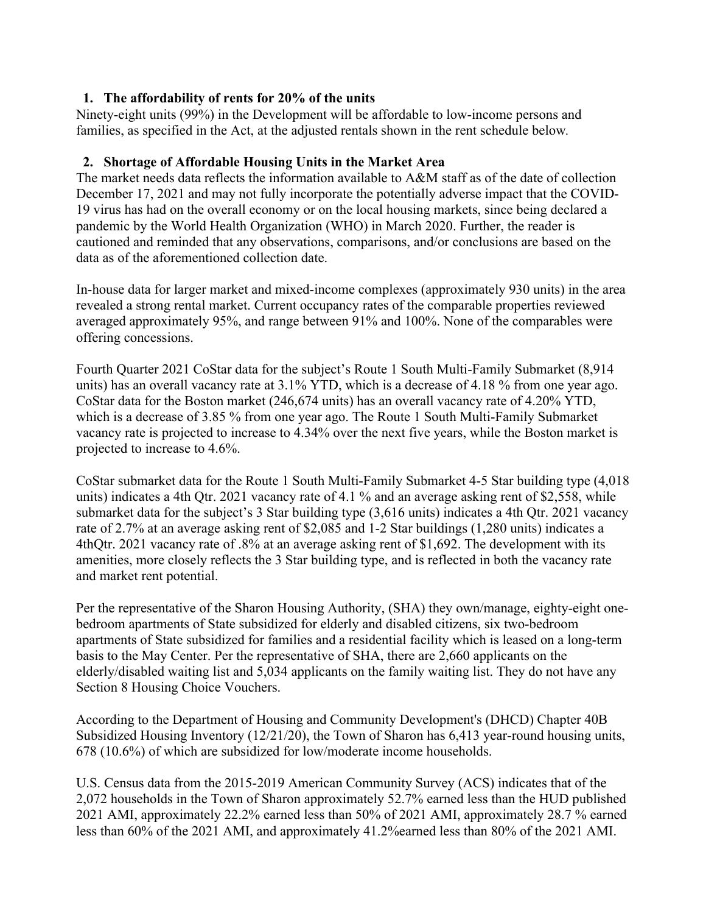1. **The affordability of rents for 20% of the units**

Ninety-eight units (99%) in the Development will be affordable to low-income persons and families, as specified in the Act, at the adjusted rentals shown in the rent schedule below.

2. **Shortage of Affordable Housing Units in the Market Area**

The market needs data reflects the information available to A&M staff as of the date of collection December 17, 2021 and may not fully incorporate the potentially adverse impact that the COVID-19 virus has had on the overall economy or on the local housing markets, since being declared a pandemic by the World Health Organization (WHO) in March 2020. Further, the reader is cautioned and reminded that any observations, comparisons, and/or conclusions are based on the data as of the aforementioned collection date.

In-house data for larger market and mixed-income complexes (approximately 930 units) in the area revealed a strong rental market. Current occupancy rates of the comparable properties reviewed averaged approximately 95%, and range between 91% and 100%. None of the comparables were offering concessions.

Fourth Quarter 2021 CoStar data for the subject's Route 1 South Multi-Family Submarket (8,914 units) has an overall vacancy rate at 3.1% YTD, which is a decrease of 4.18 % from one year ago. CoStar data for the Boston market (246,674 units) has an overall vacancy rate of 4.20% YTD, which is a decrease of 3.85 % from one year ago. The Route 1 South Multi-Family Submarket vacancy rate is projected to increase to 4.34% over the next five years, while the Boston market is projected to increase to 4.6%.

CoStar submarket data for the Route 1 South Multi-Family Submarket 4-5 Star building type (4,018 units) indicates a 4th Qtr. 2021 vacancy rate of 4.1 % and an average asking rent of $2,558, while submarket data for the subject's 3 Star building type (3,616 units) indicates a 4th Qtr. 2021 vacancy rate of 2.7% at an average asking rent of $2,085 and 1-2 Star buildings (1,280 units) indicates a 4thQtr. 2021 vacancy rate of .8% at an average asking rent of $1,692. The development with its amenities, more closely reflects the 3 Star building type, and is reflected in both the vacancy rate and market rent potential.

Per the representative of the Sharon Housing Authority, (SHA) they own/manage, eighty-eight one-bedroom apartments of State subsidized for elderly and disabled citizens, six two-bedroom apartments of State subsidized for families and a residential facility which is leased on a long-term basis to the May Center. Per the representative of SHA, there are 2,660 applicants on the elderly/disabled waiting list and 5,034 applicants on the family waiting list. They do not have any Section 8 Housing Choice Vouchers.

According to the Department of Housing and Community Development's (DHCD) Chapter 40B Subsidized Housing Inventory (12/21/20), the Town of Sharon has 6,413 year-round housing units, 678 (10.6%) of which are subsidized for low/moderate income households.

U.S. Census data from the 2015-2019 American Community Survey (ACS) indicates that of the 2,072 households in the Town of Sharon approximately 52.7% earned less than the HUD published 2021 AMI, approximately 22.2% earned less than 50% of 2021 AMI, approximately 28.7 % earned less than 60% of the 2021 AMI, and approximately 41.2%earned less than 80% of the 2021 AMI.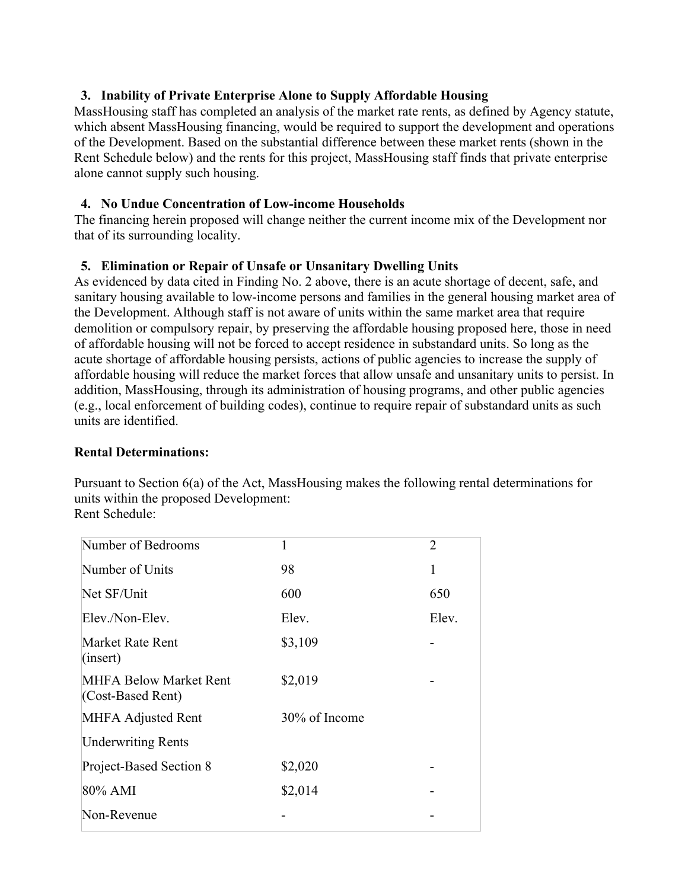3. **Inability of Private Enterprise Alone to Supply Affordable Housing**

MassHousing staff has completed an analysis of the market rate rents, as defined by Agency statute, which absent MassHousing financing, would be required to support the development and operations of the Development. Based on the substantial difference between these market rents (shown in the Rent Schedule below) and the rents for this project, MassHousing staff finds that private enterprise alone cannot supply such housing.

4. **No Undue Concentration of Low-income Households**

The financing herein proposed will change neither the current income mix of the Development nor that of its surrounding locality.

5. **Elimination or Repair of Unsafe or Unsanitary Dwelling Units**

As evidenced by data cited in Finding No. 2 above, there is an acute shortage of decent, safe, and sanitary housing available to low-income persons and families in the general housing market area of the Development. Although staff is not aware of units within the same market area that require demolition or compulsory repair, by preserving the affordable housing proposed here, those in need of affordable housing will not be forced to accept residence in substandard units. So long as the acute shortage of affordable housing persists, actions of public agencies to increase the supply of affordable housing will reduce the market forces that allow unsafe and unsanitary units to persist. In addition, MassHousing, through its administration of housing programs, and other public agencies (e.g., local enforcement of building codes), continue to require repair of substandard units as such units are identified.

**Rental Determinations:**

Pursuant to Section 6(a) of the Act, MassHousing makes the following rental determinations for units within the proposed Development:
Rent Schedule:

| Number of Bedrooms | 1 | 2 |
|---|---|---|
| Number of Units | 98 | 1 |
| Net SF/Unit | 600 | 650 |
| Elev./Non-Elev. | Elev. | Elev. |
| Market Rate Rent (insert) | $3,109 | - |
| MHFA Below Market Rent (Cost-Based Rent) | $2,019 | - |
| MHFA Adjusted Rent | 30% of Income | |
| Underwriting Rents | | |
| Project-Based Section 8 | $2,020 | - |
| 80% AMI | $2,014 | - |
| Non-Revenue | - | - |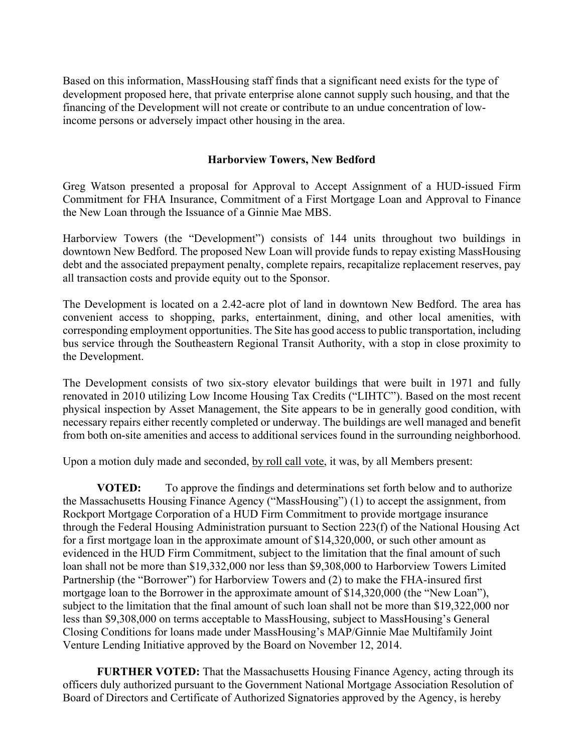Based on this information, MassHousing staff finds that a significant need exists for the type of development proposed here, that private enterprise alone cannot supply such housing, and that the financing of the Development will not create or contribute to an undue concentration of low-income persons or adversely impact other housing in the area.

## Harborview Towers, New Bedford

Greg Watson presented a proposal for Approval to Accept Assignment of a HUD-issued Firm Commitment for FHA Insurance, Commitment of a First Mortgage Loan and Approval to Finance the New Loan through the Issuance of a Ginnie Mae MBS.

Harborview Towers (the "Development") consists of 144 units throughout two buildings in downtown New Bedford. The proposed New Loan will provide funds to repay existing MassHousing debt and the associated prepayment penalty, complete repairs, recapitalize replacement reserves, pay all transaction costs and provide equity out to the Sponsor.

The Development is located on a 2.42-acre plot of land in downtown New Bedford. The area has convenient access to shopping, parks, entertainment, dining, and other local amenities, with corresponding employment opportunities. The Site has good access to public transportation, including bus service through the Southeastern Regional Transit Authority, with a stop in close proximity to the Development.

The Development consists of two six-story elevator buildings that were built in 1971 and fully renovated in 2010 utilizing Low Income Housing Tax Credits ("LIHTC"). Based on the most recent physical inspection by Asset Management, the Site appears to be in generally good condition, with necessary repairs either recently completed or underway. The buildings are well managed and benefit from both on-site amenities and access to additional services found in the surrounding neighborhood.

Upon a motion duly made and seconded, by roll call vote, it was, by all Members present:

**VOTED:** To approve the findings and determinations set forth below and to authorize the Massachusetts Housing Finance Agency ("MassHousing") (1) to accept the assignment, from Rockport Mortgage Corporation of a HUD Firm Commitment to provide mortgage insurance through the Federal Housing Administration pursuant to Section 223(f) of the National Housing Act for a first mortgage loan in the approximate amount of $14,320,000, or such other amount as evidenced in the HUD Firm Commitment, subject to the limitation that the final amount of such loan shall not be more than $19,332,000 nor less than $9,308,000 to Harborview Towers Limited Partnership (the "Borrower") for Harborview Towers and (2) to make the FHA-insured first mortgage loan to the Borrower in the approximate amount of $14,320,000 (the "New Loan"), subject to the limitation that the final amount of such loan shall not be more than $19,322,000 nor less than $9,308,000 on terms acceptable to MassHousing, subject to MassHousing's General Closing Conditions for loans made under MassHousing's MAP/Ginnie Mae Multifamily Joint Venture Lending Initiative approved by the Board on November 12, 2014.

**FURTHER VOTED:** That the Massachusetts Housing Finance Agency, acting through its officers duly authorized pursuant to the Government National Mortgage Association Resolution of Board of Directors and Certificate of Authorized Signatories approved by the Agency, is hereby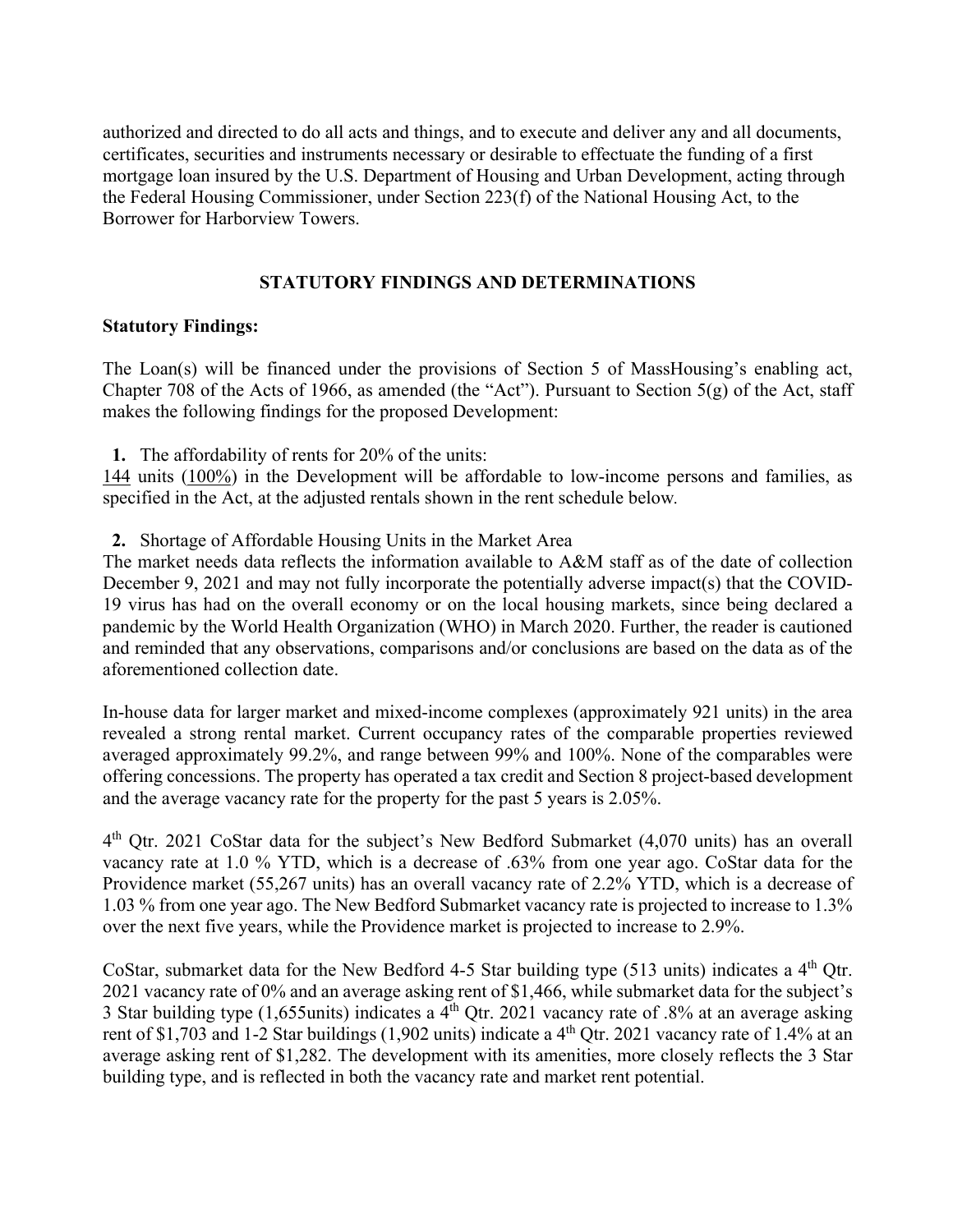authorized and directed to do all acts and things, and to execute and deliver any and all documents, certificates, securities and instruments necessary or desirable to effectuate the funding of a first mortgage loan insured by the U.S. Department of Housing and Urban Development, acting through the Federal Housing Commissioner, under Section 223(f) of the National Housing Act, to the Borrower for Harborview Towers.

## STATUTORY FINDINGS AND DETERMINATIONS

**Statutory Findings:**

The Loan(s) will be financed under the provisions of Section 5 of MassHousing's enabling act, Chapter 708 of the Acts of 1966, as amended (the "Act"). Pursuant to Section 5(g) of the Act, staff makes the following findings for the proposed Development:

**1.** The affordability of rents for 20% of the units:

144 units (100%) in the Development will be affordable to low-income persons and families, as specified in the Act, at the adjusted rentals shown in the rent schedule below.

**2.** Shortage of Affordable Housing Units in the Market Area

The market needs data reflects the information available to A&M staff as of the date of collection December 9, 2021 and may not fully incorporate the potentially adverse impact(s) that the COVID-19 virus has had on the overall economy or on the local housing markets, since being declared a pandemic by the World Health Organization (WHO) in March 2020. Further, the reader is cautioned and reminded that any observations, comparisons and/or conclusions are based on the data as of the aforementioned collection date.

In-house data for larger market and mixed-income complexes (approximately 921 units) in the area revealed a strong rental market. Current occupancy rates of the comparable properties reviewed averaged approximately 99.2%, and range between 99% and 100%. None of the comparables were offering concessions. The property has operated a tax credit and Section 8 project-based development and the average vacancy rate for the property for the past 5 years is 2.05%.

4th Qtr. 2021 CoStar data for the subject's New Bedford Submarket (4,070 units) has an overall vacancy rate at 1.0 % YTD, which is a decrease of .63% from one year ago. CoStar data for the Providence market (55,267 units) has an overall vacancy rate of 2.2% YTD, which is a decrease of 1.03 % from one year ago. The New Bedford Submarket vacancy rate is projected to increase to 1.3% over the next five years, while the Providence market is projected to increase to 2.9%.

CoStar, submarket data for the New Bedford 4-5 Star building type (513 units) indicates a 4th Qtr. 2021 vacancy rate of 0% and an average asking rent of $1,466, while submarket data for the subject's 3 Star building type (1,655units) indicates a 4th Qtr. 2021 vacancy rate of .8% at an average asking rent of $1,703 and 1-2 Star buildings (1,902 units) indicate a 4th Qtr. 2021 vacancy rate of 1.4% at an average asking rent of $1,282. The development with its amenities, more closely reflects the 3 Star building type, and is reflected in both the vacancy rate and market rent potential.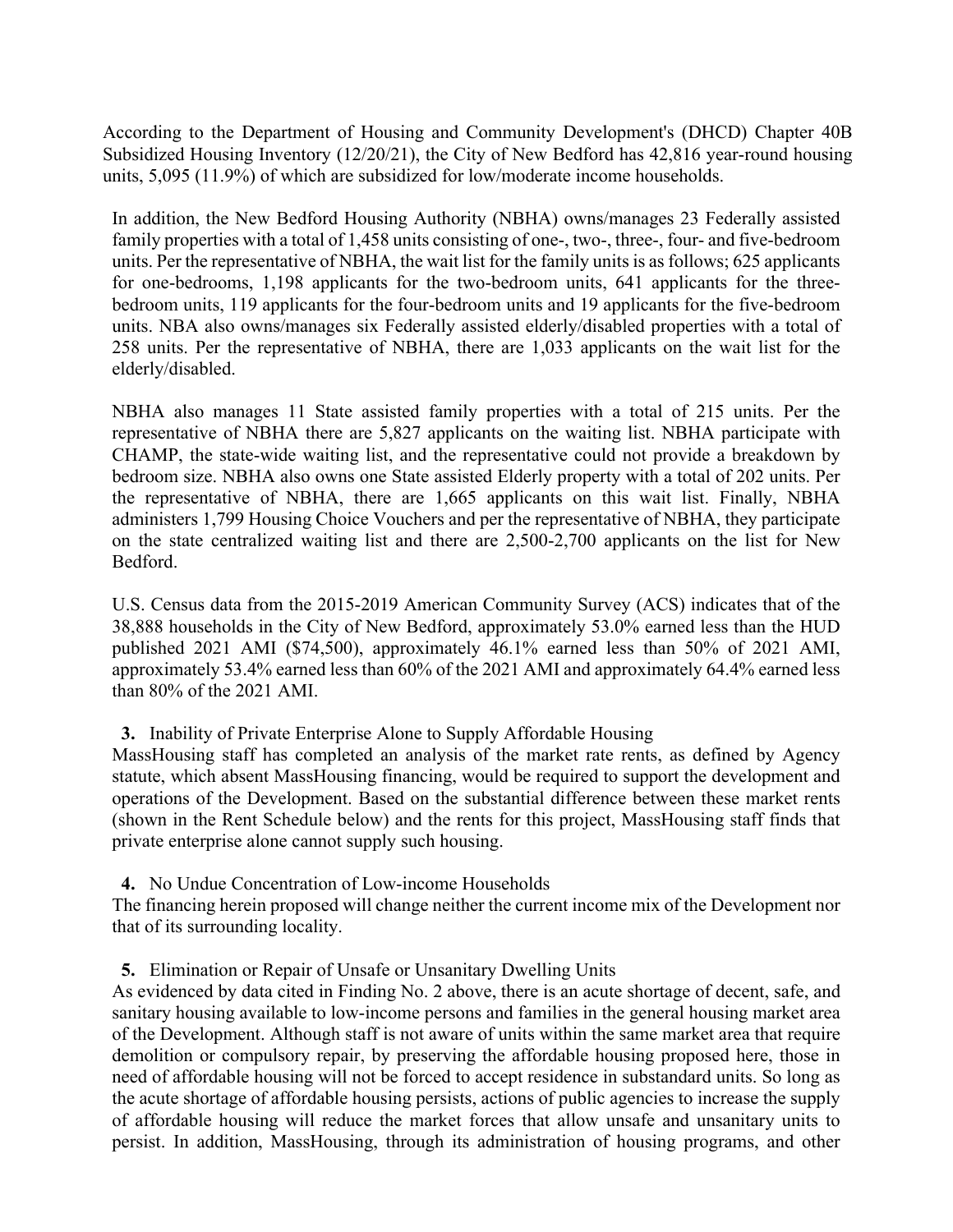According to the Department of Housing and Community Development's (DHCD) Chapter 40B Subsidized Housing Inventory (12/20/21), the City of New Bedford has 42,816 year-round housing units, 5,095 (11.9%) of which are subsidized for low/moderate income households.

In addition, the New Bedford Housing Authority (NBHA) owns/manages 23 Federally assisted family properties with a total of 1,458 units consisting of one-, two-, three-, four- and five-bedroom units. Per the representative of NBHA, the wait list for the family units is as follows; 625 applicants for one-bedrooms, 1,198 applicants for the two-bedroom units, 641 applicants for the three-bedroom units, 119 applicants for the four-bedroom units and 19 applicants for the five-bedroom units. NBA also owns/manages six Federally assisted elderly/disabled properties with a total of 258 units. Per the representative of NBHA, there are 1,033 applicants on the wait list for the elderly/disabled.

NBHA also manages 11 State assisted family properties with a total of 215 units. Per the representative of NBHA there are 5,827 applicants on the waiting list. NBHA participate with CHAMP, the state-wide waiting list, and the representative could not provide a breakdown by bedroom size. NBHA also owns one State assisted Elderly property with a total of 202 units. Per the representative of NBHA, there are 1,665 applicants on this wait list. Finally, NBHA administers 1,799 Housing Choice Vouchers and per the representative of NBHA, they participate on the state centralized waiting list and there are 2,500-2,700 applicants on the list for New Bedford.

U.S. Census data from the 2015-2019 American Community Survey (ACS) indicates that of the 38,888 households in the City of New Bedford, approximately 53.0% earned less than the HUD published 2021 AMI ($74,500), approximately 46.1% earned less than 50% of 2021 AMI, approximately 53.4% earned less than 60% of the 2021 AMI and approximately 64.4% earned less than 80% of the 2021 AMI.

**3.** Inability of Private Enterprise Alone to Supply Affordable Housing

MassHousing staff has completed an analysis of the market rate rents, as defined by Agency statute, which absent MassHousing financing, would be required to support the development and operations of the Development. Based on the substantial difference between these market rents (shown in the Rent Schedule below) and the rents for this project, MassHousing staff finds that private enterprise alone cannot supply such housing.

**4.** No Undue Concentration of Low-income Households

The financing herein proposed will change neither the current income mix of the Development nor that of its surrounding locality.

**5.** Elimination or Repair of Unsafe or Unsanitary Dwelling Units

As evidenced by data cited in Finding No. 2 above, there is an acute shortage of decent, safe, and sanitary housing available to low-income persons and families in the general housing market area of the Development. Although staff is not aware of units within the same market area that require demolition or compulsory repair, by preserving the affordable housing proposed here, those in need of affordable housing will not be forced to accept residence in substandard units. So long as the acute shortage of affordable housing persists, actions of public agencies to increase the supply of affordable housing will reduce the market forces that allow unsafe and unsanitary units to persist. In addition, MassHousing, through its administration of housing programs, and other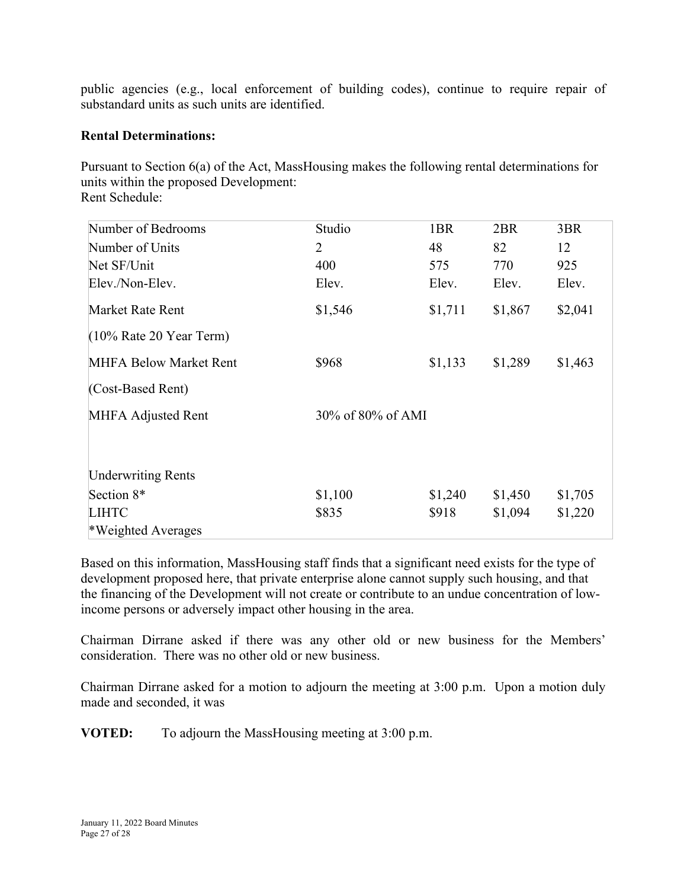public agencies (e.g., local enforcement of building codes), continue to require repair of substandard units as such units are identified.

**Rental Determinations:**

Pursuant to Section 6(a) of the Act, MassHousing makes the following rental determinations for units within the proposed Development:
Rent Schedule:

| Number of Bedrooms | Studio | 1BR | 2BR | 3BR |
|---|---|---|---|---|
| Number of Units | 2 | 48 | 82 | 12 |
| Net SF/Unit | 400 | 575 | 770 | 925 |
| Elev./Non-Elev. | Elev. | Elev. | Elev. | Elev. |
| Market Rate Rent | $1,546 | $1,711 | $1,867 | $2,041 |
| (10% Rate 20 Year Term) | | | | |
| MHFA Below Market Rent | $968 | $1,133 | $1,289 | $1,463 |
| (Cost-Based Rent) | | | | |
| MHFA Adjusted Rent | 30% of 80% of AMI | | | |
| | | | | |
| Underwriting Rents | | | | |
| Section 8* | $1,100 | $1,240 | $1,450 | $1,705 |
| LIHTC | $835 | $918 | $1,094 | $1,220 |
| *Weighted Averages | | | | |

Based on this information, MassHousing staff finds that a significant need exists for the type of development proposed here, that private enterprise alone cannot supply such housing, and that the financing of the Development will not create or contribute to an undue concentration of low-income persons or adversely impact other housing in the area.

Chairman Dirrane asked if there was any other old or new business for the Members' consideration. There was no other old or new business.

Chairman Dirrane asked for a motion to adjourn the meeting at 3:00 p.m. Upon a motion duly made and seconded, it was

**VOTED:** To adjourn the MassHousing meeting at 3:00 p.m.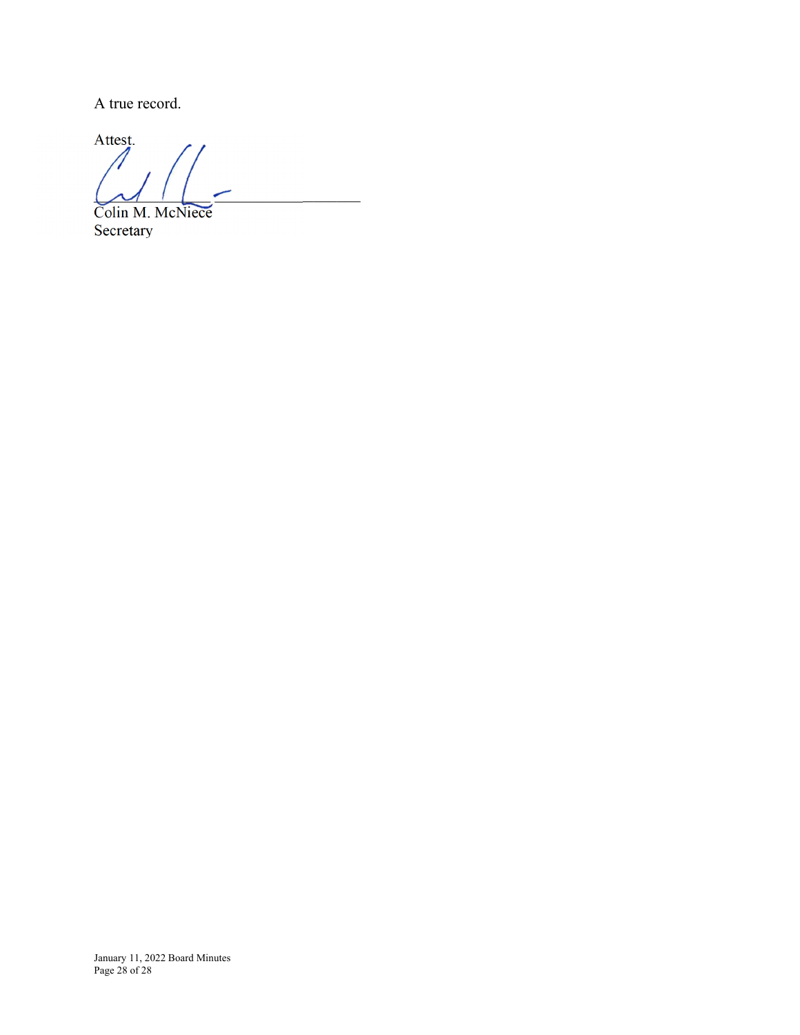A true record.

Attest.

Colin M. McNiece
Secretary